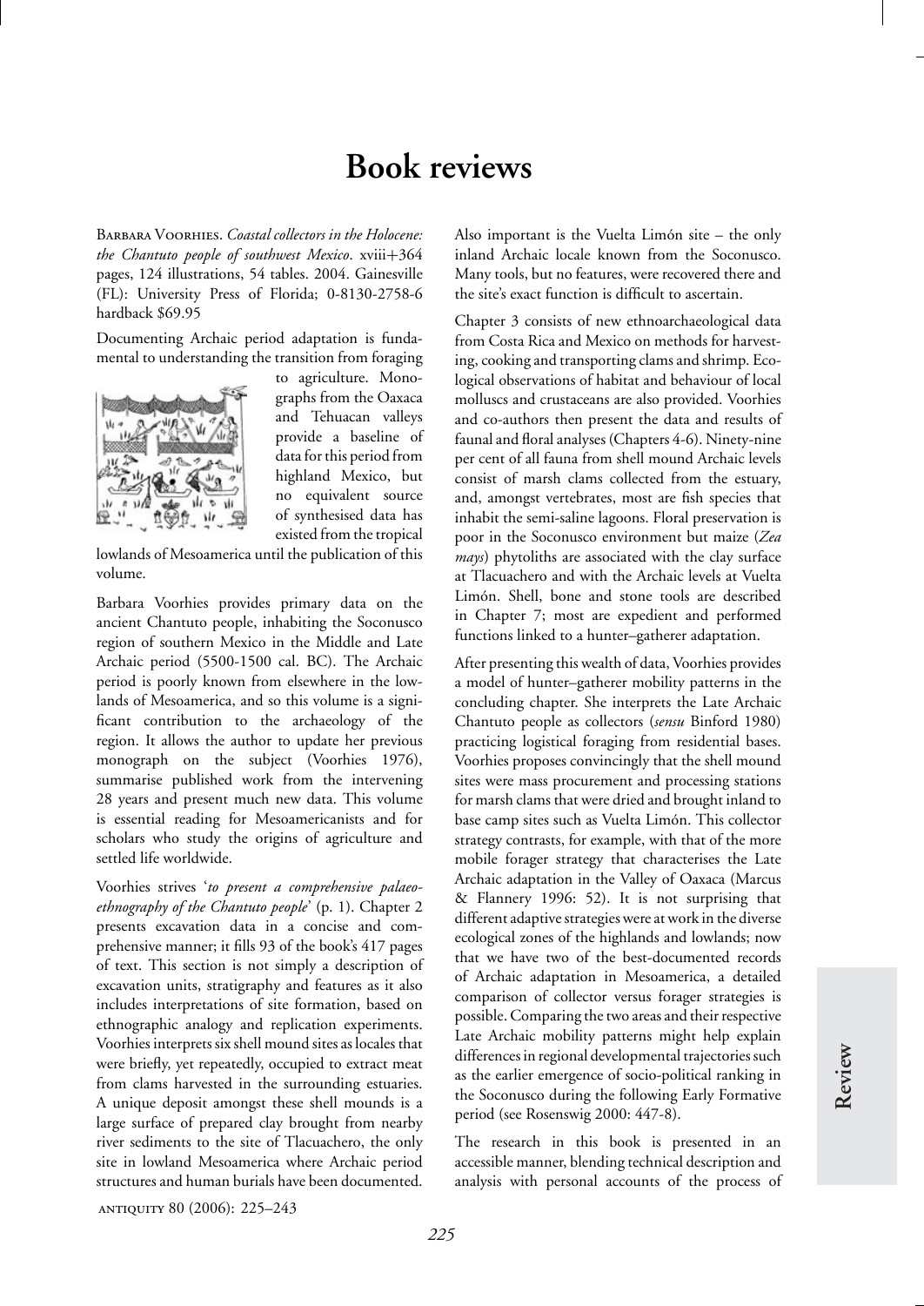# Book reviews

Barbara Voorhies. *Coastal collectors in the Holocene: the Chantuto people of southwest Mexico*. xviii+364 pages, 124 illustrations, 54 tables. 2004. Gainesville (FL): University Press of Florida; 0-8130-2758-6 hardback $69.95

Documenting Archaic period adaptation is fundamental to understanding the transition from foraging to agriculture. Monographs from the Oaxaca and Tehuacan valleys provide a baseline of data for this period from highland Mexico, but no equivalent source of synthesised data has existed from the tropical lowlands of Mesoamerica until the publication of this volume.

Barbara Voorhies provides primary data on the ancient Chantuto people, inhabiting the Soconusco region of southern Mexico in the Middle and Late Archaic period (5500-1500 cal. BC). The Archaic period is poorly known from elsewhere in the lowlands of Mesoamerica, and so this volume is a significant contribution to the archaeology of the region. It allows the author to update her previous monograph on the subject (Voorhies 1976), summarise published work from the intervening 28 years and present much new data. This volume is essential reading for Mesoamericanists and for scholars who study the origins of agriculture and settled life worldwide.

Voorhies strives '*to present a comprehensive palaeoethnography of the Chantuto people*' (p. 1). Chapter 2 presents excavation data in a concise and comprehensive manner; it fills 93 of the book's 417 pages of text. This section is not simply a description of excavation units, stratigraphy and features as it also includes interpretations of site formation, based on ethnographic analogy and replication experiments. Voorhies interprets six shell mound sites as locales that were briefly, yet repeatedly, occupied to extract meat from clams harvested in the surrounding estuaries. A unique deposit amongst these shell mounds is a large surface of prepared clay brought from nearby river sediments to the site of Tlacuachero, the only site in lowland Mesoamerica where Archaic period structures and human burials have been documented. Also important is the Vuelta Limón site – the only inland Archaic locale known from the Soconusco. Many tools, but no features, were recovered there and the site's exact function is difficult to ascertain.

Chapter 3 consists of new ethnoarchaeological data from Costa Rica and Mexico on methods for harvesting, cooking and transporting clams and shrimp. Ecological observations of habitat and behaviour of local molluscs and crustaceans are also provided. Voorhies and co-authors then present the data and results of faunal and floral analyses (Chapters 4-6). Ninety-nine per cent of all fauna from shell mound Archaic levels consist of marsh clams collected from the estuary, and, amongst vertebrates, most are fish species that inhabit the semi-saline lagoons. Floral preservation is poor in the Soconusco environment but maize (*Zea mays*) phytoliths are associated with the clay surface at Tlacuachero and with the Archaic levels at Vuelta Limón. Shell, bone and stone tools are described in Chapter 7; most are expedient and performed functions linked to a hunter–gatherer adaptation.

After presenting this wealth of data, Voorhies provides a model of hunter–gatherer mobility patterns in the concluding chapter. She interprets the Late Archaic Chantuto people as collectors (*sensu* Binford 1980) practicing logistical foraging from residential bases. Voorhies proposes convincingly that the shell mound sites were mass procurement and processing stations for marsh clams that were dried and brought inland to base camp sites such as Vuelta Limón. This collector strategy contrasts, for example, with that of the more mobile forager strategy that characterises the Late Archaic adaptation in the Valley of Oaxaca (Marcus & Flannery 1996: 52). It is not surprising that different adaptive strategies were at work in the diverse ecological zones of the highlands and lowlands; now that we have two of the best-documented records of Archaic adaptation in Mesoamerica, a detailed comparison of collector versus forager strategies is possible. Comparing the two areas and their respective Late Archaic mobility patterns might help explain differences in regional developmental trajectories such as the earlier emergence of socio-political ranking in the Soconusco during the following Early Formative period (see Rosenswig 2000: 447-8).

The research in this book is presented in an accessible manner, blending technical description and analysis with personal accounts of the process of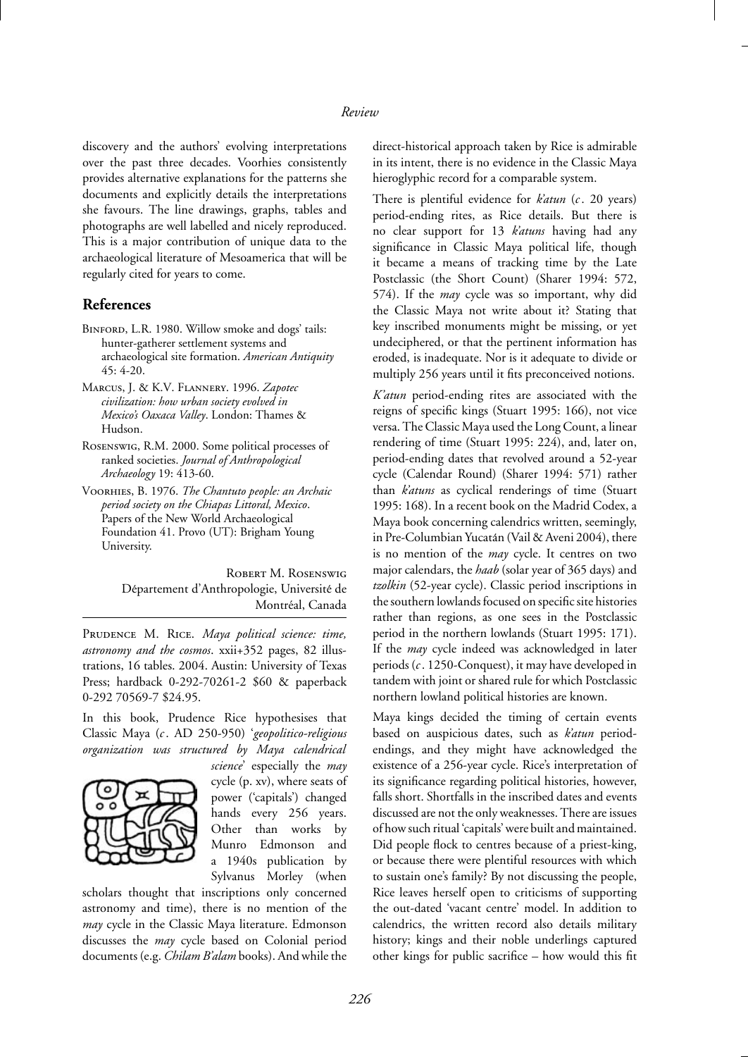discovery and the authors' evolving interpretations over the past three decades. Voorhies consistently provides alternative explanations for the patterns she documents and explicitly details the interpretations she favours. The line drawings, graphs, tables and photographs are well labelled and nicely reproduced. This is a major contribution of unique data to the archaeological literature of Mesoamerica that will be regularly cited for years to come.

## References

Binford, L.R. 1980. Willow smoke and dogs' tails: hunter-gatherer settlement systems and archaeological site formation. *American Antiquity* 45: 4-20.

Marcus, J. & K.V. Flannery. 1996. *Zapotec civilization: how urban society evolved in Mexico's Oaxaca Valley*. London: Thames & Hudson.

Rosenswig, R.M. 2000. Some political processes of ranked societies. *Journal of Anthropological Archaeology* 19: 413-60.

Voorhies, B. 1976. *The Chantuto people: an Archaic period society on the Chiapas Littoral, Mexico*. Papers of the New World Archaeological Foundation 41. Provo (UT): Brigham Young University.

Robert M. Rosenswig
Département d'Anthropologie, Université de Montréal, Canada

---

Prudence M. Rice. *Maya political science: time, astronomy and the cosmos*. xxii+352 pages, 82 illustrations, 16 tables. 2004. Austin: University of Texas Press; hardback 0-292-70261-2 $60 & paperback 0-292 70569-7 $24.95.

In this book, Prudence Rice hypothesises that Classic Maya (*c*. AD 250-950) '*geopolitico-religious organization was structured by Maya calendrical science*' especially the *may* cycle (p. xv), where seats of power ('capitals') changed hands every 256 years. Other than works by Munro Edmonson and a 1940s publication by Sylvanus Morley (when scholars thought that inscriptions only concerned astronomy and time), there is no mention of the *may* cycle in the Classic Maya literature. Edmonson discusses the *may* cycle based on Colonial period documents (e.g. *Chilam B'alam* books). And while the direct-historical approach taken by Rice is admirable in its intent, there is no evidence in the Classic Maya hieroglyphic record for a comparable system.

There is plentiful evidence for *k'atun* (*c*. 20 years) period-ending rites, as Rice details. But there is no clear support for 13 *k'atuns* having had any significance in Classic Maya political life, though it became a means of tracking time by the Late Postclassic (the Short Count) (Sharer 1994: 572, 574). If the *may* cycle was so important, why did the Classic Maya not write about it? Stating that key inscribed monuments might be missing, or yet undeciphered, or that the pertinent information has eroded, is inadequate. Nor is it adequate to divide or multiply 256 years until it fits preconceived notions.

*K'atun* period-ending rites are associated with the reigns of specific kings (Stuart 1995: 166), not vice versa. The Classic Maya used the Long Count, a linear rendering of time (Stuart 1995: 224), and, later on, period-ending dates that revolved around a 52-year cycle (Calendar Round) (Sharer 1994: 571) rather than *k'atuns* as cyclical renderings of time (Stuart 1995: 168). In a recent book on the Madrid Codex, a Maya book concerning calendrics written, seemingly, in Pre-Columbian Yucatán (Vail & Aveni 2004), there is no mention of the *may* cycle. It centres on two major calendars, the *haab* (solar year of 365 days) and *tzolkin* (52-year cycle). Classic period inscriptions in the southern lowlands focused on specific site histories rather than regions, as one sees in the Postclassic period in the northern lowlands (Stuart 1995: 171). If the *may* cycle indeed was acknowledged in later periods (*c*. 1250-Conquest), it may have developed in tandem with joint or shared rule for which Postclassic northern lowland political histories are known.

Maya kings decided the timing of certain events based on auspicious dates, such as *k'atun* period-endings, and they might have acknowledged the existence of a 256-year cycle. Rice's interpretation of its significance regarding political histories, however, falls short. Shortfalls in the inscribed dates and events discussed are not the only weaknesses. There are issues of how such ritual 'capitals' were built and maintained. Did people flock to centres because of a priest-king, or because there were plentiful resources with which to sustain one's family? By not discussing the people, Rice leaves herself open to criticisms of supporting the out-dated 'vacant centre' model. In addition to calendrics, the written record also details military history; kings and their noble underlings captured other kings for public sacrifice – how would this fit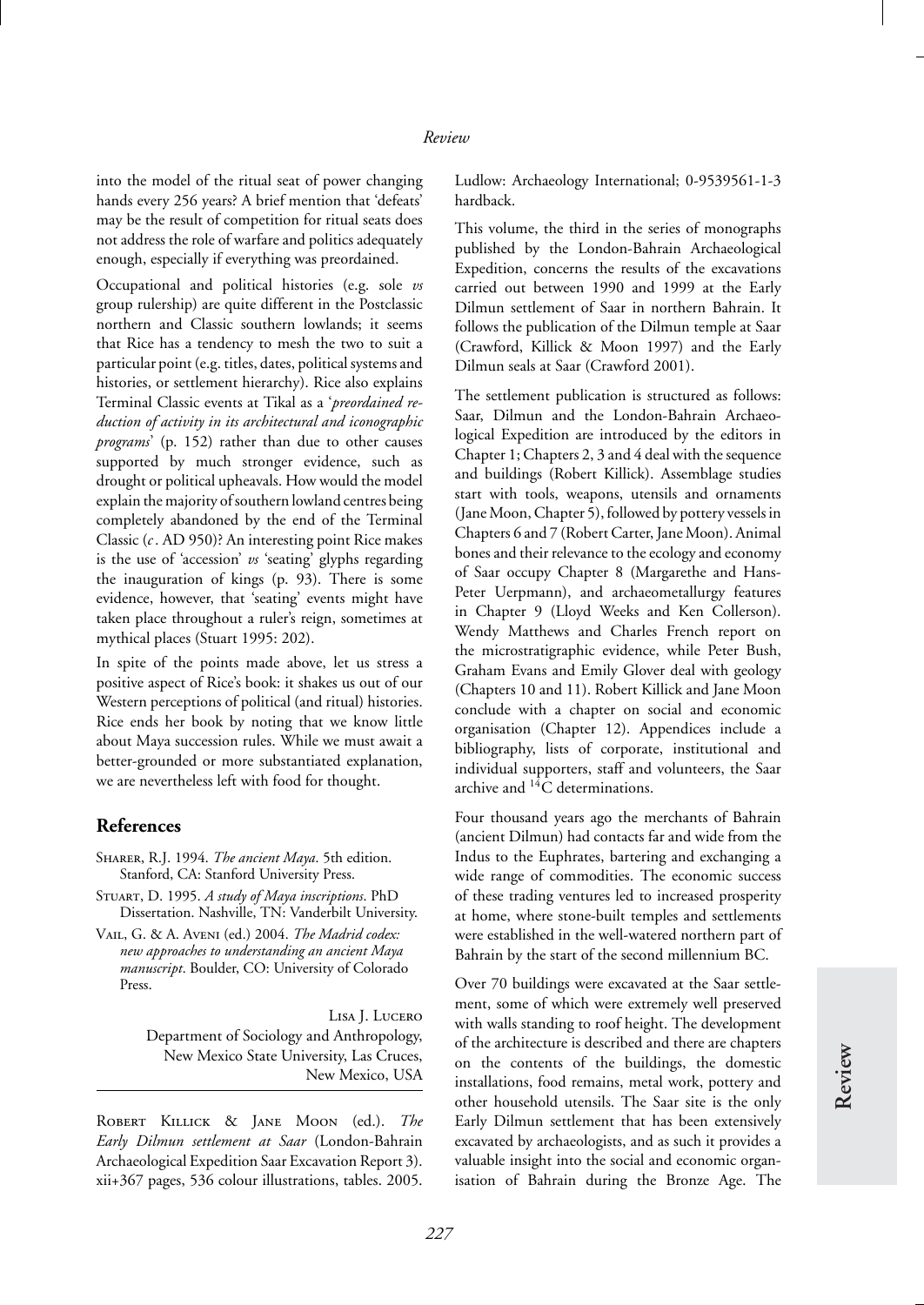into the model of the ritual seat of power changing hands every 256 years? A brief mention that 'defeats' may be the result of competition for ritual seats does not address the role of warfare and politics adequately enough, especially if everything was preordained.

Occupational and political histories (e.g. sole *vs* group rulership) are quite different in the Postclassic northern and Classic southern lowlands; it seems that Rice has a tendency to mesh the two to suit a particular point (e.g. titles, dates, political systems and histories, or settlement hierarchy). Rice also explains Terminal Classic events at Tikal as a '*preordained reduction of activity in its architectural and iconographic programs*' (p. 152) rather than due to other causes supported by much stronger evidence, such as drought or political upheavals. How would the model explain the majority of southern lowland centres being completely abandoned by the end of the Terminal Classic (*c*. AD 950)? An interesting point Rice makes is the use of 'accession' *vs* 'seating' glyphs regarding the inauguration of kings (p. 93). There is some evidence, however, that 'seating' events might have taken place throughout a ruler's reign, sometimes at mythical places (Stuart 1995: 202).

In spite of the points made above, let us stress a positive aspect of Rice's book: it shakes us out of our Western perceptions of political (and ritual) histories. Rice ends her book by noting that we know little about Maya succession rules. While we must await a better-grounded or more substantiated explanation, we are nevertheless left with food for thought.

## References

Sharer, R.J. 1994. *The ancient Maya*. 5th edition. Stanford, CA: Stanford University Press.

Stuart, D. 1995. *A study of Maya inscriptions*. PhD Dissertation. Nashville, TN: Vanderbilt University.

Vail, G. & A. Aveni (ed.) 2004. *The Madrid codex: new approaches to understanding an ancient Maya manuscript*. Boulder, CO: University of Colorado Press.

Lisa J. Lucero
Department of Sociology and Anthropology, New Mexico State University, Las Cruces, New Mexico, USA

---

Robert Killick & Jane Moon (ed.). *The Early Dilmun settlement at Saar* (London-Bahrain Archaeological Expedition Saar Excavation Report 3). xii+367 pages, 536 colour illustrations, tables. 2005. Ludlow: Archaeology International; 0-9539561-1-3 hardback.

This volume, the third in the series of monographs published by the London-Bahrain Archaeological Expedition, concerns the results of the excavations carried out between 1990 and 1999 at the Early Dilmun settlement of Saar in northern Bahrain. It follows the publication of the Dilmun temple at Saar (Crawford, Killick & Moon 1997) and the Early Dilmun seals at Saar (Crawford 2001).

The settlement publication is structured as follows: Saar, Dilmun and the London-Bahrain Archaeological Expedition are introduced by the editors in Chapter 1; Chapters 2, 3 and 4 deal with the sequence and buildings (Robert Killick). Assemblage studies start with tools, weapons, utensils and ornaments (Jane Moon, Chapter 5), followed by pottery vessels in Chapters 6 and 7 (Robert Carter, Jane Moon). Animal bones and their relevance to the ecology and economy of Saar occupy Chapter 8 (Margarethe and Hans-Peter Uerpmann), and archaeometallurgy features in Chapter 9 (Lloyd Weeks and Ken Collerson). Wendy Matthews and Charles French report on the microstratigraphic evidence, while Peter Bush, Graham Evans and Emily Glover deal with geology (Chapters 10 and 11). Robert Killick and Jane Moon conclude with a chapter on social and economic organisation (Chapter 12). Appendices include a bibliography, lists of corporate, institutional and individual supporters, staff and volunteers, the Saar archive and $^{14}$C determinations.

Four thousand years ago the merchants of Bahrain (ancient Dilmun) had contacts far and wide from the Indus to the Euphrates, bartering and exchanging a wide range of commodities. The economic success of these trading ventures led to increased prosperity at home, where stone-built temples and settlements were established in the well-watered northern part of Bahrain by the start of the second millennium BC.

Over 70 buildings were excavated at the Saar settlement, some of which were extremely well preserved with walls standing to roof height. The development of the architecture is described and there are chapters on the contents of the buildings, the domestic installations, food remains, metal work, pottery and other household utensils. The Saar site is the only Early Dilmun settlement that has been extensively excavated by archaeologists, and as such it provides a valuable insight into the social and economic organisation of Bahrain during the Bronze Age. The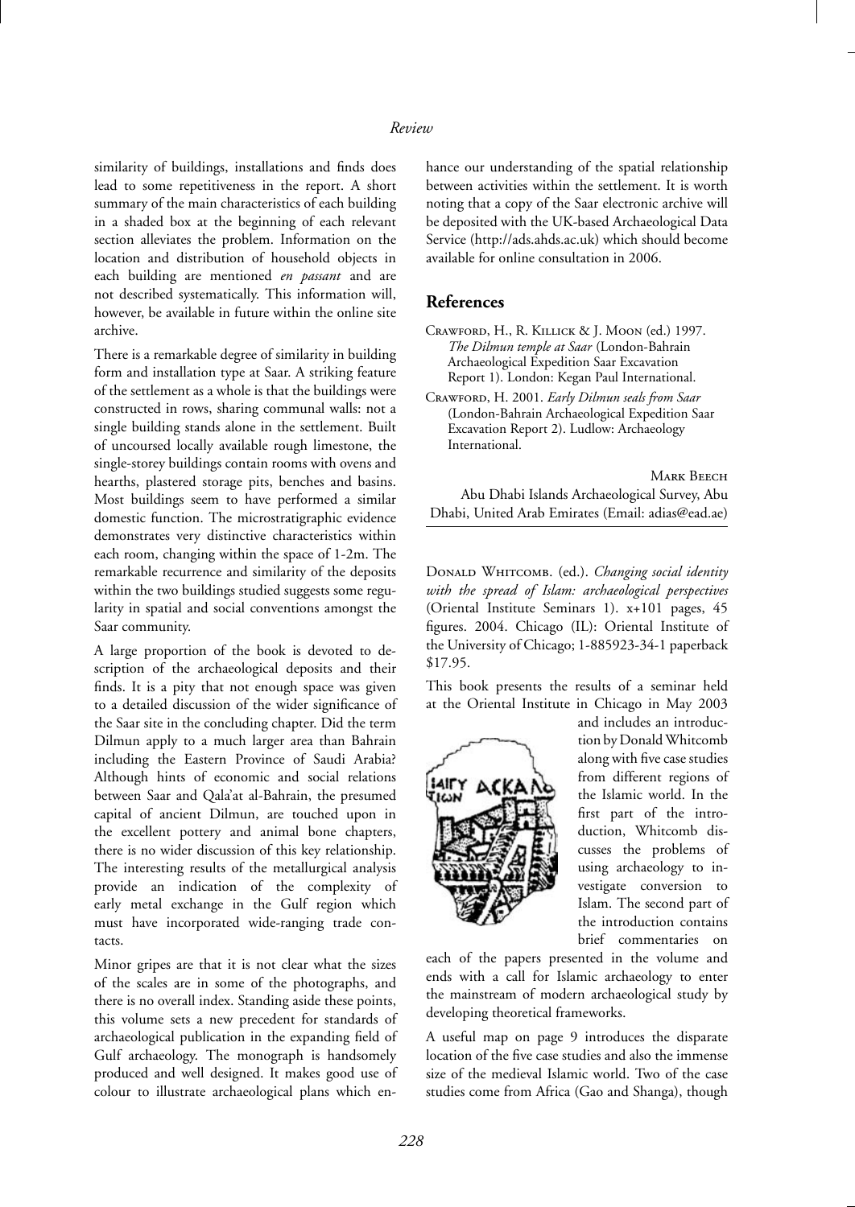similarity of buildings, installations and finds does lead to some repetitiveness in the report. A short summary of the main characteristics of each building in a shaded box at the beginning of each relevant section alleviates the problem. Information on the location and distribution of household objects in each building are mentioned *en passant* and are not described systematically. This information will, however, be available in future within the online site archive.

There is a remarkable degree of similarity in building form and installation type at Saar. A striking feature of the settlement as a whole is that the buildings were constructed in rows, sharing communal walls: not a single building stands alone in the settlement. Built of uncoursed locally available rough limestone, the single-storey buildings contain rooms with ovens and hearths, plastered storage pits, benches and basins. Most buildings seem to have performed a similar domestic function. The microstratigraphic evidence demonstrates very distinctive characteristics within each room, changing within the space of 1-2m. The remarkable recurrence and similarity of the deposits within the two buildings studied suggests some regularity in spatial and social conventions amongst the Saar community.

A large proportion of the book is devoted to description of the archaeological deposits and their finds. It is a pity that not enough space was given to a detailed discussion of the wider significance of the Saar site in the concluding chapter. Did the term Dilmun apply to a much larger area than Bahrain including the Eastern Province of Saudi Arabia? Although hints of economic and social relations between Saar and Qala'at al-Bahrain, the presumed capital of ancient Dilmun, are touched upon in the excellent pottery and animal bone chapters, there is no wider discussion of this key relationship. The interesting results of the metallurgical analysis provide an indication of the complexity of early metal exchange in the Gulf region which must have incorporated wide-ranging trade contacts.

Minor gripes are that it is not clear what the sizes of the scales are in some of the photographs, and there is no overall index. Standing aside these points, this volume sets a new precedent for standards of archaeological publication in the expanding field of Gulf archaeology. The monograph is handsomely produced and well designed. It makes good use of colour to illustrate archaeological plans which enhance our understanding of the spatial relationship between activities within the settlement. It is worth noting that a copy of the Saar electronic archive will be deposited with the UK-based Archaeological Data Service (http://ads.ahds.ac.uk) which should become available for online consultation in 2006.

## References

Crawford, H., R. Killick & J. Moon (ed.) 1997. *The Dilmun temple at Saar* (London-Bahrain Archaeological Expedition Saar Excavation Report 1). London: Kegan Paul International.

Crawford, H. 2001. *Early Dilmun seals from Saar* (London-Bahrain Archaeological Expedition Saar Excavation Report 2). Ludlow: Archaeology International.

Mark Beech
Abu Dhabi Islands Archaeological Survey, Abu Dhabi, United Arab Emirates (Email: adias@ead.ae)

---

Donald Whitcomb. (ed.). *Changing social identity with the spread of Islam: archaeological perspectives* (Oriental Institute Seminars 1). x+101 pages, 45 figures. 2004. Chicago (IL): Oriental Institute of the University of Chicago; 1-885923-34-1 paperback $17.95.

This book presents the results of a seminar held at the Oriental Institute in Chicago in May 2003 and includes an introduction by Donald Whitcomb along with five case studies from different regions of the Islamic world. In the first part of the introduction, Whitcomb discusses the problems of using archaeology to investigate conversion to Islam. The second part of the introduction contains brief commentaries on each of the papers presented in the volume and ends with a call for Islamic archaeology to enter the mainstream of modern archaeological study by developing theoretical frameworks.

A useful map on page 9 introduces the disparate location of the five case studies and also the immense size of the medieval Islamic world. Two of the case studies come from Africa (Gao and Shanga), though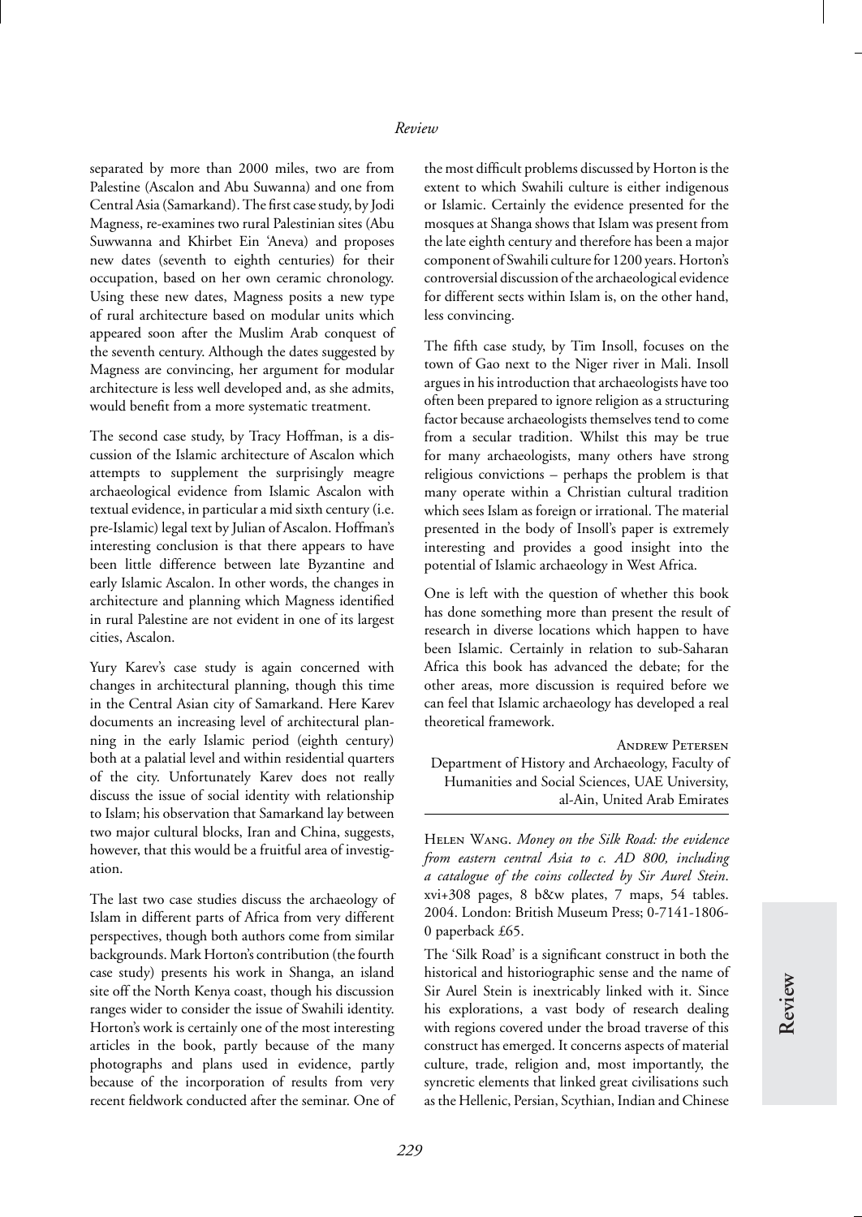separated by more than 2000 miles, two are from Palestine (Ascalon and Abu Suwanna) and one from Central Asia (Samarkand). The first case study, by Jodi Magness, re-examines two rural Palestinian sites (Abu Suwwanna and Khirbet Ein 'Aneva) and proposes new dates (seventh to eighth centuries) for their occupation, based on her own ceramic chronology. Using these new dates, Magness posits a new type of rural architecture based on modular units which appeared soon after the Muslim Arab conquest of the seventh century. Although the dates suggested by Magness are convincing, her argument for modular architecture is less well developed and, as she admits, would benefit from a more systematic treatment.

The second case study, by Tracy Hoffman, is a discussion of the Islamic architecture of Ascalon which attempts to supplement the surprisingly meagre archaeological evidence from Islamic Ascalon with textual evidence, in particular a mid sixth century (i.e. pre-Islamic) legal text by Julian of Ascalon. Hoffman's interesting conclusion is that there appears to have been little difference between late Byzantine and early Islamic Ascalon. In other words, the changes in architecture and planning which Magness identified in rural Palestine are not evident in one of its largest cities, Ascalon.

Yury Karev's case study is again concerned with changes in architectural planning, though this time in the Central Asian city of Samarkand. Here Karev documents an increasing level of architectural planning in the early Islamic period (eighth century) both at a palatial level and within residential quarters of the city. Unfortunately Karev does not really discuss the issue of social identity with relationship to Islam; his observation that Samarkand lay between two major cultural blocks, Iran and China, suggests, however, that this would be a fruitful area of investigation.

The last two case studies discuss the archaeology of Islam in different parts of Africa from very different perspectives, though both authors come from similar backgrounds. Mark Horton's contribution (the fourth case study) presents his work in Shanga, an island site off the North Kenya coast, though his discussion ranges wider to consider the issue of Swahili identity. Horton's work is certainly one of the most interesting articles in the book, partly because of the many photographs and plans used in evidence, partly because of the incorporation of results from very recent fieldwork conducted after the seminar. One of the most difficult problems discussed by Horton is the extent to which Swahili culture is either indigenous or Islamic. Certainly the evidence presented for the mosques at Shanga shows that Islam was present from the late eighth century and therefore has been a major component of Swahili culture for 1200 years. Horton's controversial discussion of the archaeological evidence for different sects within Islam is, on the other hand, less convincing.

The fifth case study, by Tim Insoll, focuses on the town of Gao next to the Niger river in Mali. Insoll argues in his introduction that archaeologists have too often been prepared to ignore religion as a structuring factor because archaeologists themselves tend to come from a secular tradition. Whilst this may be true for many archaeologists, many others have strong religious convictions – perhaps the problem is that many operate within a Christian cultural tradition which sees Islam as foreign or irrational. The material presented in the body of Insoll's paper is extremely interesting and provides a good insight into the potential of Islamic archaeology in West Africa.

One is left with the question of whether this book has done something more than present the result of research in diverse locations which happen to have been Islamic. Certainly in relation to sub-Saharan Africa this book has advanced the debate; for the other areas, more discussion is required before we can feel that Islamic archaeology has developed a real theoretical framework.

Andrew Petersen
Department of History and Archaeology, Faculty of Humanities and Social Sciences, UAE University, al-Ain, United Arab Emirates

---

Helen Wang. *Money on the Silk Road: the evidence from eastern central Asia to c. AD 800, including a catalogue of the coins collected by Sir Aurel Stein*. xvi+308 pages, 8 b&w plates, 7 maps, 54 tables. 2004. London: British Museum Press; 0-7141-1806-0 paperback £65.

The 'Silk Road' is a significant construct in both the historical and historiographic sense and the name of Sir Aurel Stein is inextricably linked with it. Since his explorations, a vast body of research dealing with regions covered under the broad traverse of this construct has emerged. It concerns aspects of material culture, trade, religion and, most importantly, the syncretic elements that linked great civilisations such as the Hellenic, Persian, Scythian, Indian and Chinese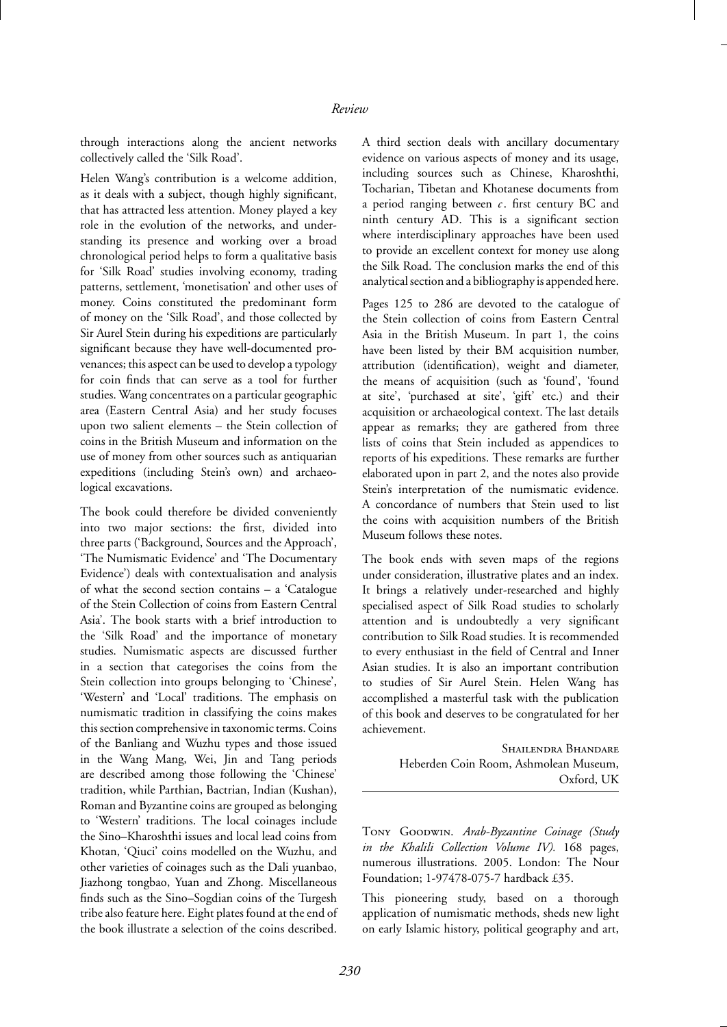through interactions along the ancient networks collectively called the 'Silk Road'.

Helen Wang's contribution is a welcome addition, as it deals with a subject, though highly significant, that has attracted less attention. Money played a key role in the evolution of the networks, and understanding its presence and working over a broad chronological period helps to form a qualitative basis for 'Silk Road' studies involving economy, trading patterns, settlement, 'monetisation' and other uses of money. Coins constituted the predominant form of money on the 'Silk Road', and those collected by Sir Aurel Stein during his expeditions are particularly significant because they have well-documented provenances; this aspect can be used to develop a typology for coin finds that can serve as a tool for further studies. Wang concentrates on a particular geographic area (Eastern Central Asia) and her study focuses upon two salient elements – the Stein collection of coins in the British Museum and information on the use of money from other sources such as antiquarian expeditions (including Stein's own) and archaeological excavations.

The book could therefore be divided conveniently into two major sections: the first, divided into three parts ('Background, Sources and the Approach', 'The Numismatic Evidence' and 'The Documentary Evidence') deals with contextualisation and analysis of what the second section contains – a 'Catalogue of the Stein Collection of coins from Eastern Central Asia'. The book starts with a brief introduction to the 'Silk Road' and the importance of monetary studies. Numismatic aspects are discussed further in a section that categorises the coins from the Stein collection into groups belonging to 'Chinese', 'Western' and 'Local' traditions. The emphasis on numismatic tradition in classifying the coins makes this section comprehensive in taxonomic terms. Coins of the Banliang and Wuzhu types and those issued in the Wang Mang, Wei, Jin and Tang periods are described among those following the 'Chinese' tradition, while Parthian, Bactrian, Indian (Kushan), Roman and Byzantine coins are grouped as belonging to 'Western' traditions. The local coinages include the Sino–Kharoshthi issues and local lead coins from Khotan, 'Qiuci' coins modelled on the Wuzhu, and other varieties of coinages such as the Dali yuanbao, Jiazhong tongbao, Yuan and Zhong. Miscellaneous finds such as the Sino–Sogdian coins of the Turgesh tribe also feature here. Eight plates found at the end of the book illustrate a selection of the coins described.

A third section deals with ancillary documentary evidence on various aspects of money and its usage, including sources such as Chinese, Kharoshthi, Tocharian, Tibetan and Khotanese documents from a period ranging between *c*. first century BC and ninth century AD. This is a significant section where interdisciplinary approaches have been used to provide an excellent context for money use along the Silk Road. The conclusion marks the end of this analytical section and a bibliography is appended here.

Pages 125 to 286 are devoted to the catalogue of the Stein collection of coins from Eastern Central Asia in the British Museum. In part 1, the coins have been listed by their BM acquisition number, attribution (identification), weight and diameter, the means of acquisition (such as 'found', 'found at site', 'purchased at site', 'gift' etc.) and their acquisition or archaeological context. The last details appear as remarks; they are gathered from three lists of coins that Stein included as appendices to reports of his expeditions. These remarks are further elaborated upon in part 2, and the notes also provide Stein's interpretation of the numismatic evidence. A concordance of numbers that Stein used to list the coins with acquisition numbers of the British Museum follows these notes.

The book ends with seven maps of the regions under consideration, illustrative plates and an index. It brings a relatively under-researched and highly specialised aspect of Silk Road studies to scholarly attention and is undoubtedly a very significant contribution to Silk Road studies. It is recommended to every enthusiast in the field of Central and Inner Asian studies. It is also an important contribution to studies of Sir Aurel Stein. Helen Wang has accomplished a masterful task with the publication of this book and deserves to be congratulated for her achievement.

Shailendra Bhandare
Heberden Coin Room, Ashmolean Museum,
Oxford, UK

---

Tony Goodwin. *Arab-Byzantine Coinage (Study in the Khalili Collection Volume IV).* 168 pages, numerous illustrations. 2005. London: The Nour Foundation; 1-97478-075-7 hardback £35.

This pioneering study, based on a thorough application of numismatic methods, sheds new light on early Islamic history, political geography and art,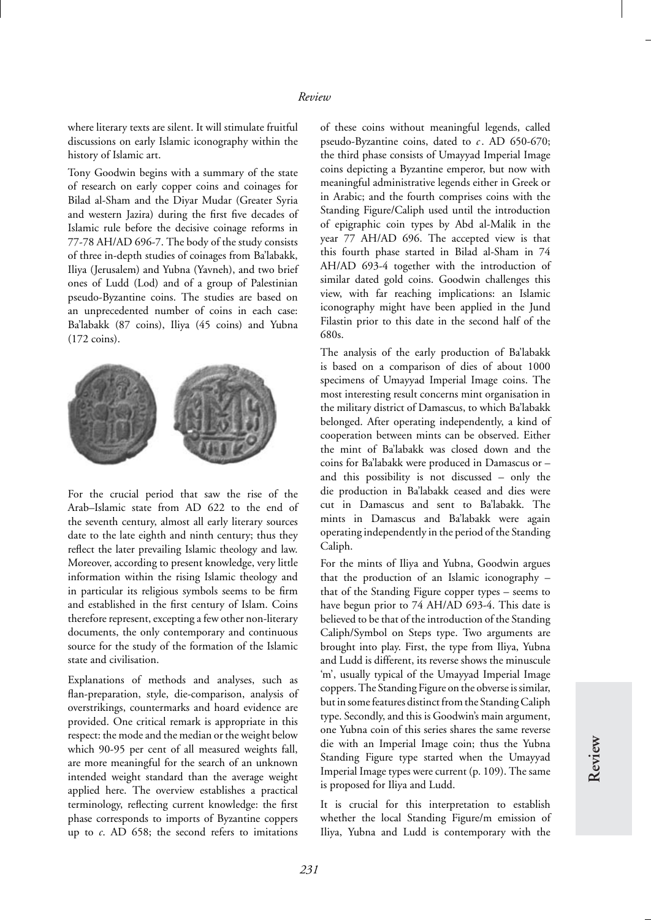where literary texts are silent. It will stimulate fruitful discussions on early Islamic iconography within the history of Islamic art.

Tony Goodwin begins with a summary of the state of research on early copper coins and coinages for Bilad al-Sham and the Diyar Mudar (Greater Syria and western Jazira) during the first five decades of Islamic rule before the decisive coinage reforms in 77-78 AH/AD 696-7. The body of the study consists of three in-depth studies of coinages from Ba'labakk, Iliya (Jerusalem) and Yubna (Yavneh), and two brief ones of Ludd (Lod) and of a group of Palestinian pseudo-Byzantine coins. The studies are based on an unprecedented number of coins in each case: Ba'labakk (87 coins), Iliya (45 coins) and Yubna (172 coins).

For the crucial period that saw the rise of the Arab–Islamic state from AD 622 to the end of the seventh century, almost all early literary sources date to the late eighth and ninth century; thus they reflect the later prevailing Islamic theology and law. Moreover, according to present knowledge, very little information within the rising Islamic theology and in particular its religious symbols seems to be firm and established in the first century of Islam. Coins therefore represent, excepting a few other non-literary documents, the only contemporary and continuous source for the study of the formation of the Islamic state and civilisation.

Explanations of methods and analyses, such as flan-preparation, style, die-comparison, analysis of overstrikings, countermarks and hoard evidence are provided. One critical remark is appropriate in this respect: the mode and the median or the weight below which 90-95 per cent of all measured weights fall, are more meaningful for the search of an unknown intended weight standard than the average weight applied here. The overview establishes a practical terminology, reflecting current knowledge: the first phase corresponds to imports of Byzantine coppers up to *c*. AD 658; the second refers to imitations of these coins without meaningful legends, called pseudo-Byzantine coins, dated to *c*. AD 650-670; the third phase consists of Umayyad Imperial Image coins depicting a Byzantine emperor, but now with meaningful administrative legends either in Greek or in Arabic; and the fourth comprises coins with the Standing Figure/Caliph used until the introduction of epigraphic coin types by Abd al-Malik in the year 77 AH/AD 696. The accepted view is that this fourth phase started in Bilad al-Sham in 74 AH/AD 693-4 together with the introduction of similar dated gold coins. Goodwin challenges this view, with far reaching implications: an Islamic iconography might have been applied in the Jund Filastin prior to this date in the second half of the 680s.

The analysis of the early production of Ba'labakk is based on a comparison of dies of about 1000 specimens of Umayyad Imperial Image coins. The most interesting result concerns mint organisation in the military district of Damascus, to which Ba'labakk belonged. After operating independently, a kind of cooperation between mints can be observed. Either the mint of Ba'labakk was closed down and the coins for Ba'labakk were produced in Damascus or – and this possibility is not discussed – only the die production in Ba'labakk ceased and dies were cut in Damascus and sent to Ba'labakk. The mints in Damascus and Ba'labakk were again operating independently in the period of the Standing Caliph.

For the mints of Iliya and Yubna, Goodwin argues that the production of an Islamic iconography – that of the Standing Figure copper types – seems to have begun prior to 74 AH/AD 693-4. This date is believed to be that of the introduction of the Standing Caliph/Symbol on Steps type. Two arguments are brought into play. First, the type from Iliya, Yubna and Ludd is different, its reverse shows the minuscule 'm', usually typical of the Umayyad Imperial Image coppers. The Standing Figure on the obverse is similar, but in some features distinct from the Standing Caliph type. Secondly, and this is Goodwin's main argument, one Yubna coin of this series shares the same reverse die with an Imperial Image coin; thus the Yubna Standing Figure type started when the Umayyad Imperial Image types were current (p. 109). The same is proposed for Iliya and Ludd.

It is crucial for this interpretation to establish whether the local Standing Figure/m emission of Iliya, Yubna and Ludd is contemporary with the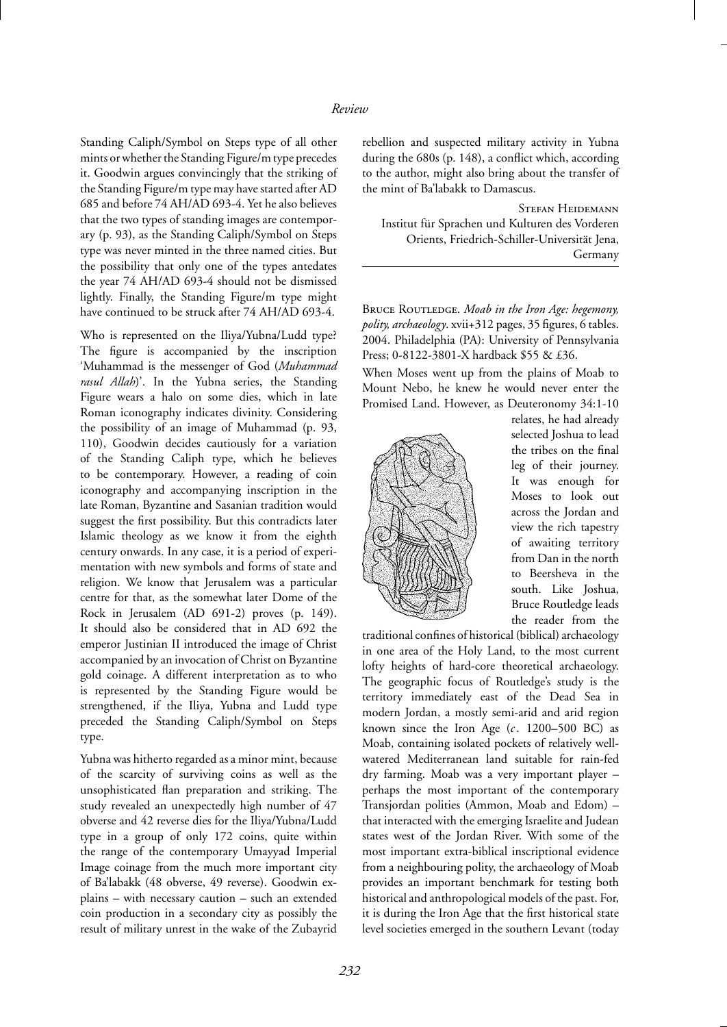Standing Caliph/Symbol on Steps type of all other mints or whether the Standing Figure/m type precedes it. Goodwin argues convincingly that the striking of the Standing Figure/m type may have started after AD 685 and before 74 AH/AD 693-4. Yet he also believes that the two types of standing images are contemporary (p. 93), as the Standing Caliph/Symbol on Steps type was never minted in the three named cities. But the possibility that only one of the types antedates the year 74 AH/AD 693-4 should not be dismissed lightly. Finally, the Standing Figure/m type might have continued to be struck after 74 AH/AD 693-4.

Who is represented on the Iliya/Yubna/Ludd type? The figure is accompanied by the inscription 'Muhammad is the messenger of God (*Muhammad rasul Allah*)'. In the Yubna series, the Standing Figure wears a halo on some dies, which in late Roman iconography indicates divinity. Considering the possibility of an image of Muhammad (p. 93, 110), Goodwin decides cautiously for a variation of the Standing Caliph type, which he believes to be contemporary. However, a reading of coin iconography and accompanying inscription in the late Roman, Byzantine and Sasanian tradition would suggest the first possibility. But this contradicts later Islamic theology as we know it from the eighth century onwards. In any case, it is a period of experimentation with new symbols and forms of state and religion. We know that Jerusalem was a particular centre for that, as the somewhat later Dome of the Rock in Jerusalem (AD 691-2) proves (p. 149). It should also be considered that in AD 692 the emperor Justinian II introduced the image of Christ accompanied by an invocation of Christ on Byzantine gold coinage. A different interpretation as to who is represented by the Standing Figure would be strengthened, if the Iliya, Yubna and Ludd type preceded the Standing Caliph/Symbol on Steps type.

Yubna was hitherto regarded as a minor mint, because of the scarcity of surviving coins as well as the unsophisticated flan preparation and striking. The study revealed an unexpectedly high number of 47 obverse and 42 reverse dies for the Iliya/Yubna/Ludd type in a group of only 172 coins, quite within the range of the contemporary Umayyad Imperial Image coinage from the much more important city of Ba'labakk (48 obverse, 49 reverse). Goodwin explains – with necessary caution – such an extended coin production in a secondary city as possibly the result of military unrest in the wake of the Zubayrid rebellion and suspected military activity in Yubna during the 680s (p. 148), a conflict which, according to the author, might also bring about the transfer of the mint of Ba'labakk to Damascus.

Stefan Heidemann
Institut für Sprachen und Kulturen des Vorderen Orients, Friedrich-Schiller-Universität Jena, Germany

---

Bruce Routledge. *Moab in the Iron Age: hegemony, polity, archaeology*. xvii+312 pages, 35 figures, 6 tables. 2004. Philadelphia (PA): University of Pennsylvania Press; 0-8122-3801-X hardback $55 & £36.

When Moses went up from the plains of Moab to Mount Nebo, he knew he would never enter the Promised Land. However, as Deuteronomy 34:1-10 relates, he had already selected Joshua to lead the tribes on the final leg of their journey. It was enough for Moses to look out across the Jordan and view the rich tapestry of awaiting territory from Dan in the north to Beersheva in the south. Like Joshua, Bruce Routledge leads the reader from the traditional confines of historical (biblical) archaeology in one area of the Holy Land, to the most current lofty heights of hard-core theoretical archaeology. The geographic focus of Routledge's study is the territory immediately east of the Dead Sea in modern Jordan, a mostly semi-arid and arid region known since the Iron Age (*c*. 1200–500 BC) as Moab, containing isolated pockets of relatively well-watered Mediterranean land suitable for rain-fed dry farming. Moab was a very important player – perhaps the most important of the contemporary Transjordan polities (Ammon, Moab and Edom) – that interacted with the emerging Israelite and Judean states west of the Jordan River. With some of the most important extra-biblical inscriptional evidence from a neighbouring polity, the archaeology of Moab provides an important benchmark for testing both historical and anthropological models of the past. For, it is during the Iron Age that the first historical state level societies emerged in the southern Levant (today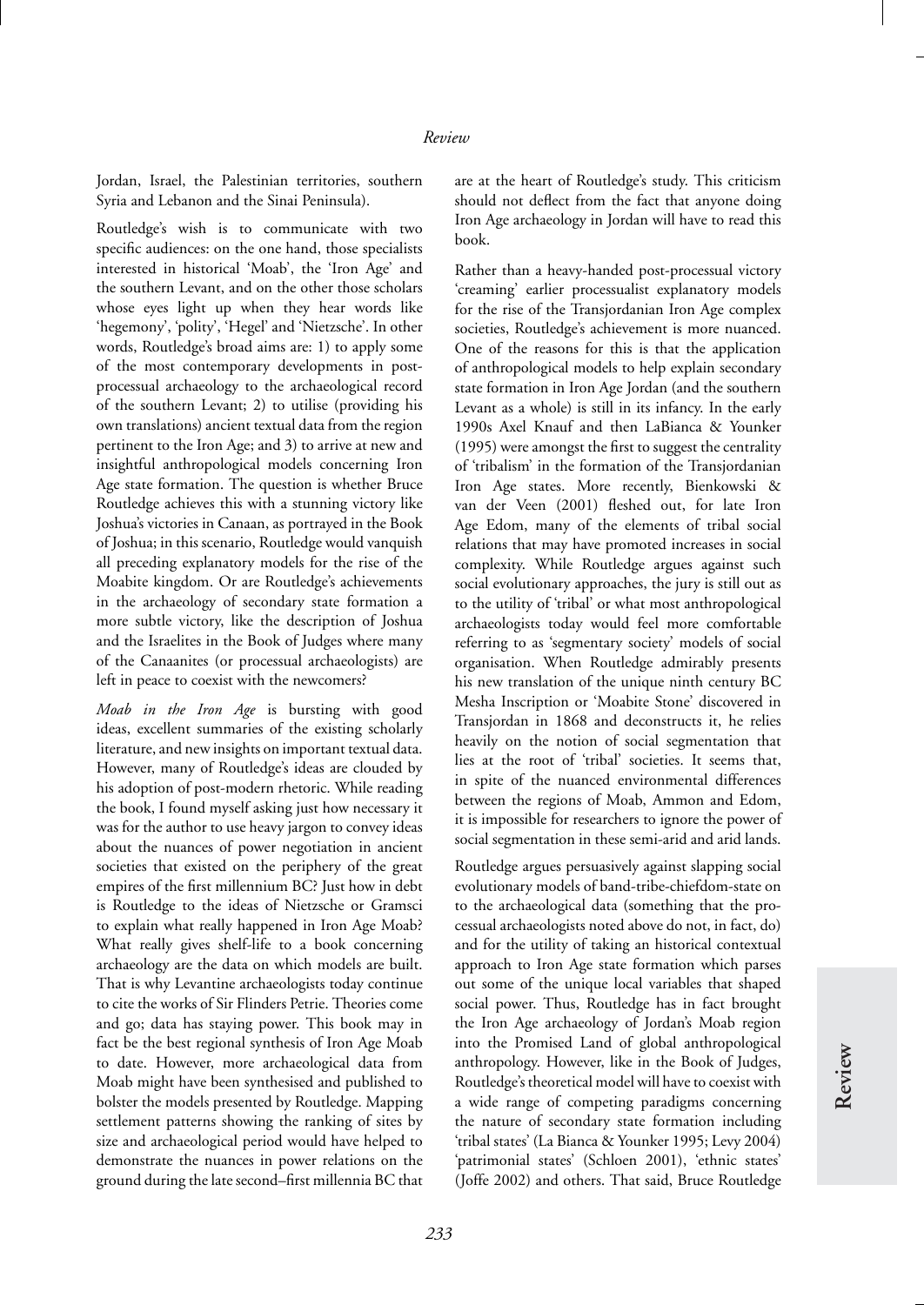Jordan, Israel, the Palestinian territories, southern Syria and Lebanon and the Sinai Peninsula).

Routledge's wish is to communicate with two specific audiences: on the one hand, those specialists interested in historical 'Moab', the 'Iron Age' and the southern Levant, and on the other those scholars whose eyes light up when they hear words like 'hegemony', 'polity', 'Hegel' and 'Nietzsche'. In other words, Routledge's broad aims are: 1) to apply some of the most contemporary developments in post-processual archaeology to the archaeological record of the southern Levant; 2) to utilise (providing his own translations) ancient textual data from the region pertinent to the Iron Age; and 3) to arrive at new and insightful anthropological models concerning Iron Age state formation. The question is whether Bruce Routledge achieves this with a stunning victory like Joshua's victories in Canaan, as portrayed in the Book of Joshua; in this scenario, Routledge would vanquish all preceding explanatory models for the rise of the Moabite kingdom. Or are Routledge's achievements in the archaeology of secondary state formation a more subtle victory, like the description of Joshua and the Israelites in the Book of Judges where many of the Canaanites (or processual archaeologists) are left in peace to coexist with the newcomers?

*Moab in the Iron Age* is bursting with good ideas, excellent summaries of the existing scholarly literature, and new insights on important textual data. However, many of Routledge's ideas are clouded by his adoption of post-modern rhetoric. While reading the book, I found myself asking just how necessary it was for the author to use heavy jargon to convey ideas about the nuances of power negotiation in ancient societies that existed on the periphery of the great empires of the first millennium BC? Just how in debt is Routledge to the ideas of Nietzsche or Gramsci to explain what really happened in Iron Age Moab? What really gives shelf-life to a book concerning archaeology are the data on which models are built. That is why Levantine archaeologists today continue to cite the works of Sir Flinders Petrie. Theories come and go; data has staying power. This book may in fact be the best regional synthesis of Iron Age Moab to date. However, more archaeological data from Moab might have been synthesised and published to bolster the models presented by Routledge. Mapping settlement patterns showing the ranking of sites by size and archaeological period would have helped to demonstrate the nuances in power relations on the ground during the late second–first millennia BC that are at the heart of Routledge's study. This criticism should not deflect from the fact that anyone doing Iron Age archaeology in Jordan will have to read this book.

Rather than a heavy-handed post-processual victory 'creaming' earlier processualist explanatory models for the rise of the Transjordanian Iron Age complex societies, Routledge's achievement is more nuanced. One of the reasons for this is that the application of anthropological models to help explain secondary state formation in Iron Age Jordan (and the southern Levant as a whole) is still in its infancy. In the early 1990s Axel Knauf and then LaBianca & Younker (1995) were amongst the first to suggest the centrality of 'tribalism' in the formation of the Transjordanian Iron Age states. More recently, Bienkowski & van der Veen (2001) fleshed out, for late Iron Age Edom, many of the elements of tribal social relations that may have promoted increases in social complexity. While Routledge argues against such social evolutionary approaches, the jury is still out as to the utility of 'tribal' or what most anthropological archaeologists today would feel more comfortable referring to as 'segmentary society' models of social organisation. When Routledge admirably presents his new translation of the unique ninth century BC Mesha Inscription or 'Moabite Stone' discovered in Transjordan in 1868 and deconstructs it, he relies heavily on the notion of social segmentation that lies at the root of 'tribal' societies. It seems that, in spite of the nuanced environmental differences between the regions of Moab, Ammon and Edom, it is impossible for researchers to ignore the power of social segmentation in these semi-arid and arid lands.

Routledge argues persuasively against slapping social evolutionary models of band-tribe-chiefdom-state on to the archaeological data (something that the processual archaeologists noted above do not, in fact, do) and for the utility of taking an historical contextual approach to Iron Age state formation which parses out some of the unique local variables that shaped social power. Thus, Routledge has in fact brought the Iron Age archaeology of Jordan's Moab region into the Promised Land of global anthropological anthropology. However, like in the Book of Judges, Routledge's theoretical model will have to coexist with a wide range of competing paradigms concerning the nature of secondary state formation including 'tribal states' (La Bianca & Younker 1995; Levy 2004) 'patrimonial states' (Schloen 2001), 'ethnic states' (Joffe 2002) and others. That said, Bruce Routledge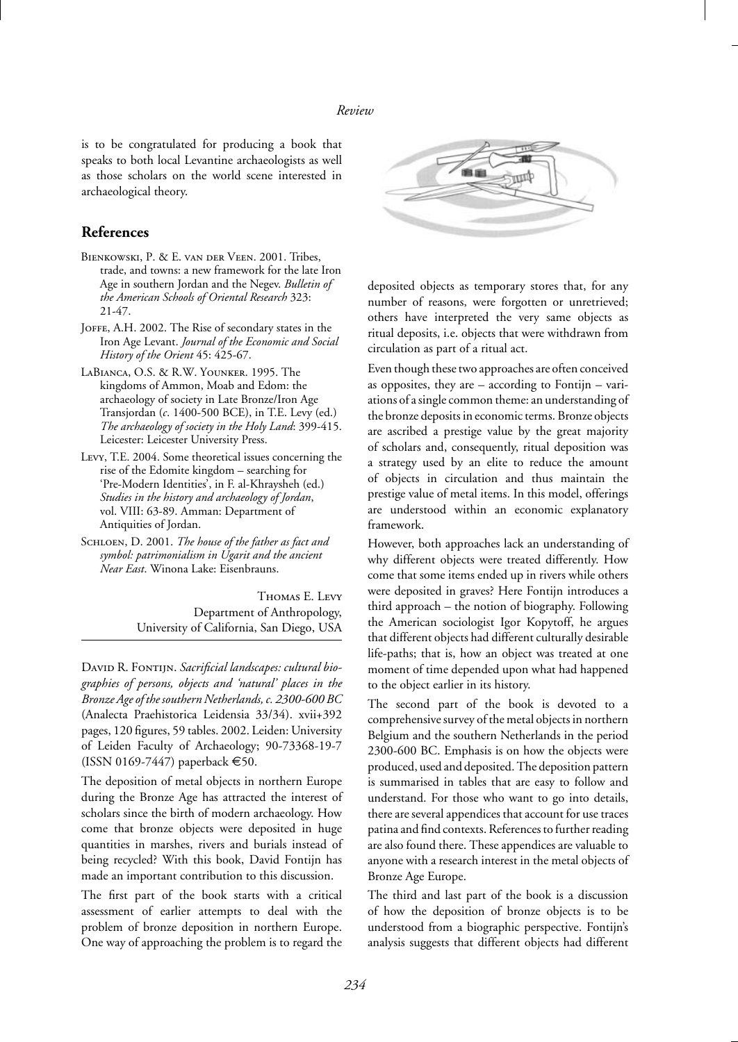is to be congratulated for producing a book that speaks to both local Levantine archaeologists as well as those scholars on the world scene interested in archaeological theory.

## References

Bienkowski, P. & E. van der Veen. 2001. Tribes, trade, and towns: a new framework for the late Iron Age in southern Jordan and the Negev. *Bulletin of the American Schools of Oriental Research* 323: 21-47.

Joffe, A.H. 2002. The Rise of secondary states in the Iron Age Levant. *Journal of the Economic and Social History of the Orient* 45: 425-67.

LaBianca, O.S. & R.W. Younker. 1995. The kingdoms of Ammon, Moab and Edom: the archaeology of society in Late Bronze/Iron Age Transjordan (*c*. 1400-500 BCE), in T.E. Levy (ed.) *The archaeology of society in the Holy Land*: 399-415. Leicester: Leicester University Press.

Levy, T.E. 2004. Some theoretical issues concerning the rise of the Edomite kingdom – searching for 'Pre-Modern Identities', in F. al-Khraysheh (ed.) *Studies in the history and archaeology of Jordan*, vol. VIII: 63-89. Amman: Department of Antiquities of Jordan.

Schloen, D. 2001. *The house of the father as fact and symbol: patrimonialism in Ugarit and the ancient Near East*. Winona Lake: Eisenbrauns.

Thomas E. Levy
Department of Anthropology,
University of California, San Diego, USA

---

David R. Fontijn. *Sacrificial landscapes: cultural biographies of persons, objects and 'natural' places in the Bronze Age of the southern Netherlands, c. 2300-600 BC* (Analecta Praehistorica Leidensia 33/34). xvii+392 pages, 120 figures, 59 tables. 2002. Leiden: University of Leiden Faculty of Archaeology; 90-73368-19-7 (ISSN 0169-7447) paperback €50.

The deposition of metal objects in northern Europe during the Bronze Age has attracted the interest of scholars since the birth of modern archaeology. How come that bronze objects were deposited in huge quantities in marshes, rivers and burials instead of being recycled? With this book, David Fontijn has made an important contribution to this discussion.

The first part of the book starts with a critical assessment of earlier attempts to deal with the problem of bronze deposition in northern Europe. One way of approaching the problem is to regard the deposited objects as temporary stores that, for any number of reasons, were forgotten or unretrieved; others have interpreted the very same objects as ritual deposits, i.e. objects that were withdrawn from circulation as part of a ritual act.

Even though these two approaches are often conceived as opposites, they are – according to Fontijn – variations of a single common theme: an understanding of the bronze deposits in economic terms. Bronze objects are ascribed a prestige value by the great majority of scholars and, consequently, ritual deposition was a strategy used by an elite to reduce the amount of objects in circulation and thus maintain the prestige value of metal items. In this model, offerings are understood within an economic explanatory framework.

However, both approaches lack an understanding of why different objects were treated differently. How come that some items ended up in rivers while others were deposited in graves? Here Fontijn introduces a third approach – the notion of biography. Following the American sociologist Igor Kopytoff, he argues that different objects had different culturally desirable life-paths; that is, how an object was treated at one moment of time depended upon what had happened to the object earlier in its history.

The second part of the book is devoted to a comprehensive survey of the metal objects in northern Belgium and the southern Netherlands in the period 2300-600 BC. Emphasis is on how the objects were produced, used and deposited. The deposition pattern is summarised in tables that are easy to follow and understand. For those who want to go into details, there are several appendices that account for use traces patina and find contexts. References to further reading are also found there. These appendices are valuable to anyone with a research interest in the metal objects of Bronze Age Europe.

The third and last part of the book is a discussion of how the deposition of bronze objects is to be understood from a biographic perspective. Fontijn's analysis suggests that different objects had different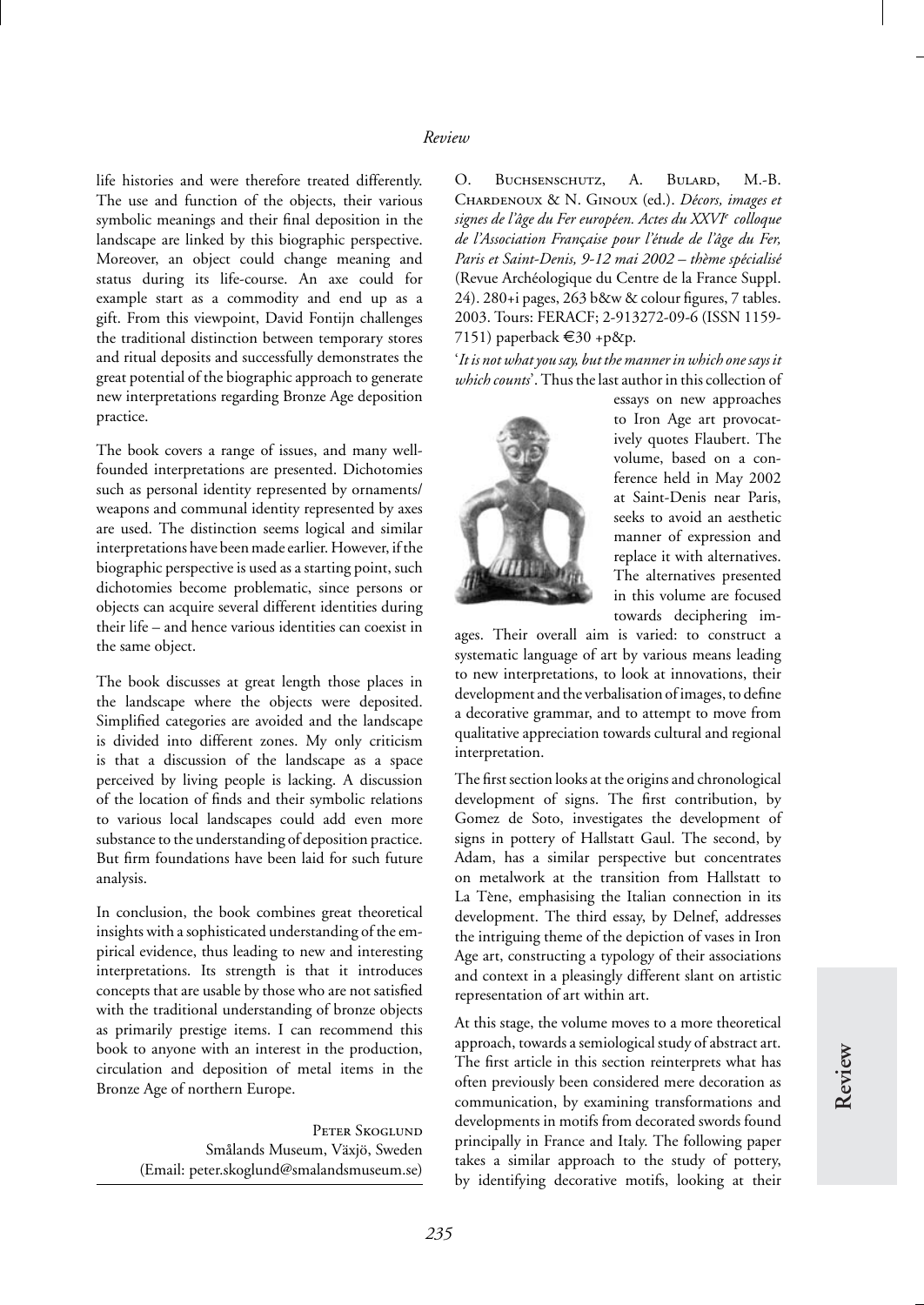life histories and were therefore treated differently. The use and function of the objects, their various symbolic meanings and their final deposition in the landscape are linked by this biographic perspective. Moreover, an object could change meaning and status during its life-course. An axe could for example start as a commodity and end up as a gift. From this viewpoint, David Fontijn challenges the traditional distinction between temporary stores and ritual deposits and successfully demonstrates the great potential of the biographic approach to generate new interpretations regarding Bronze Age deposition practice.

The book covers a range of issues, and many well-founded interpretations are presented. Dichotomies such as personal identity represented by ornaments/weapons and communal identity represented by axes are used. The distinction seems logical and similar interpretations have been made earlier. However, if the biographic perspective is used as a starting point, such dichotomies become problematic, since persons or objects can acquire several different identities during their life – and hence various identities can coexist in the same object.

The book discusses at great length those places in the landscape where the objects were deposited. Simplified categories are avoided and the landscape is divided into different zones. My only criticism is that a discussion of the landscape as a space perceived by living people is lacking. A discussion of the location of finds and their symbolic relations to various local landscapes could add even more substance to the understanding of deposition practice. But firm foundations have been laid for such future analysis.

In conclusion, the book combines great theoretical insights with a sophisticated understanding of the empirical evidence, thus leading to new and interesting interpretations. Its strength is that it introduces concepts that are usable by those who are not satisfied with the traditional understanding of bronze objects as primarily prestige items. I can recommend this book to anyone with an interest in the production, circulation and deposition of metal items in the Bronze Age of northern Europe.

Peter Skoglund
Smålands Museum, Växjö, Sweden
(Email: peter.skoglund@smalandsmuseum.se)

O. Buchsenschutz, A. Bulard, M.-B. Chardenoux & N. Ginoux (ed.). *Décors, images et signes de l'âge du Fer européen. Actes du XXVI[e] colloque de l'Association Française pour l'étude de l'âge du Fer, Paris et Saint-Denis, 9-12 mai 2002 – thème spécialisé* (Revue Archéologique du Centre de la France Suppl. 24). 280+i pages, 263 b&w & colour figures, 7 tables. 2003. Tours: FERACF; 2-913272-09-6 (ISSN 1159-7151) paperback €30 +p&p.

'*It is not what you say, but the manner in which one says it which counts*'. Thus the last author in this collection of essays on new approaches to Iron Age art provocatively quotes Flaubert. The volume, based on a conference held in May 2002 at Saint-Denis near Paris, seeks to avoid an aesthetic manner of expression and replace it with alternatives. The alternatives presented in this volume are focused towards deciphering images. Their overall aim is varied: to construct a systematic language of art by various means leading to new interpretations, to look at innovations, their development and the verbalisation of images, to define a decorative grammar, and to attempt to move from qualitative appreciation towards cultural and regional interpretation.

The first section looks at the origins and chronological development of signs. The first contribution, by Gomez de Soto, investigates the development of signs in pottery of Hallstatt Gaul. The second, by Adam, has a similar perspective but concentrates on metalwork at the transition from Hallstatt to La Tène, emphasising the Italian connection in its development. The third essay, by Delnef, addresses the intriguing theme of the depiction of vases in Iron Age art, constructing a typology of their associations and context in a pleasingly different slant on artistic representation of art within art.

At this stage, the volume moves to a more theoretical approach, towards a semiological study of abstract art. The first article in this section reinterprets what has often previously been considered mere decoration as communication, by examining transformations and developments in motifs from decorated swords found principally in France and Italy. The following paper takes a similar approach to the study of pottery, by identifying decorative motifs, looking at their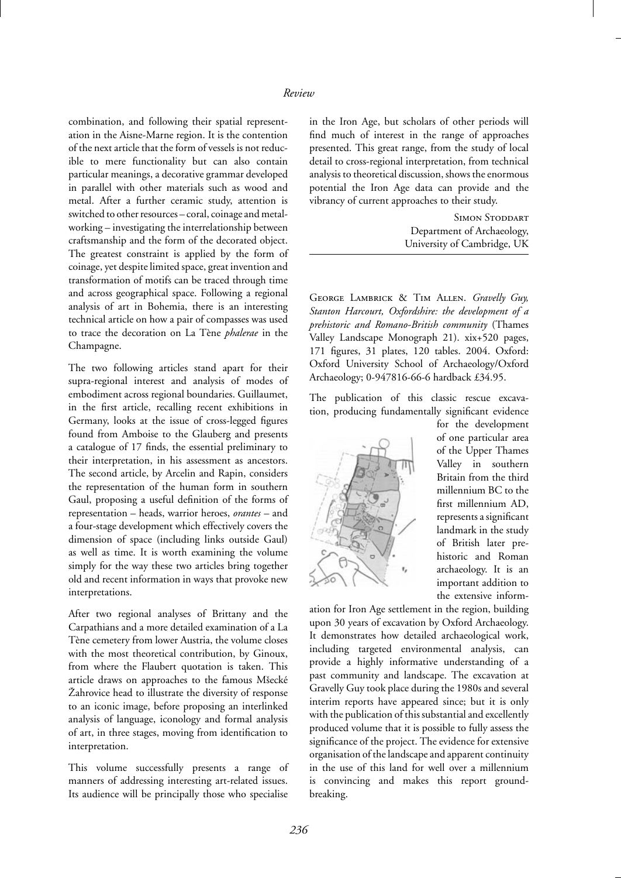combination, and following their spatial representation in the Aisne-Marne region. It is the contention of the next article that the form of vessels is not reducible to mere functionality but can also contain particular meanings, a decorative grammar developed in parallel with other materials such as wood and metal. After a further ceramic study, attention is switched to other resources – coral, coinage and metalworking – investigating the interrelationship between craftsmanship and the form of the decorated object. The greatest constraint is applied by the form of coinage, yet despite limited space, great invention and transformation of motifs can be traced through time and across geographical space. Following a regional analysis of art in Bohemia, there is an interesting technical article on how a pair of compasses was used to trace the decoration on La Tène *phalerae* in the Champagne.

The two following articles stand apart for their supra-regional interest and analysis of modes of embodiment across regional boundaries. Guillaumet, in the first article, recalling recent exhibitions in Germany, looks at the issue of cross-legged figures found from Amboise to the Glauberg and presents a catalogue of 17 finds, the essential preliminary to their interpretation, in his assessment as ancestors. The second article, by Arcelin and Rapin, considers the representation of the human form in southern Gaul, proposing a useful definition of the forms of representation – heads, warrior heroes, *orantes* – and a four-stage development which effectively covers the dimension of space (including links outside Gaul) as well as time. It is worth examining the volume simply for the way these two articles bring together old and recent information in ways that provoke new interpretations.

After two regional analyses of Brittany and the Carpathians and a more detailed examination of a La Tène cemetery from lower Austria, the volume closes with the most theoretical contribution, by Ginoux, from where the Flaubert quotation is taken. This article draws on approaches to the famous Mšecké Žahrovice head to illustrate the diversity of response to an iconic image, before proposing an interlinked analysis of language, iconology and formal analysis of art, in three stages, moving from identification to interpretation.

This volume successfully presents a range of manners of addressing interesting art-related issues. Its audience will be principally those who specialise in the Iron Age, but scholars of other periods will find much of interest in the range of approaches presented. This great range, from the study of local detail to cross-regional interpretation, from technical analysis to theoretical discussion, shows the enormous potential the Iron Age data can provide and the vibrancy of current approaches to their study.

Simon Stoddart
Department of Archaeology,
University of Cambridge, UK

---

George Lambrick & Tim Allen. *Gravelly Guy, Stanton Harcourt, Oxfordshire: the development of a prehistoric and Romano-British community* (Thames Valley Landscape Monograph 21). xix+520 pages, 171 figures, 31 plates, 120 tables. 2004. Oxford: Oxford University School of Archaeology/Oxford Archaeology; 0-947816-66-6 hardback £34.95.

The publication of this classic rescue excavation, producing fundamentally significant evidence for the development of one particular area of the Upper Thames Valley in southern Britain from the third millennium BC to the first millennium AD, represents a significant landmark in the study of British later prehistoric and Roman archaeology. It is an important addition to the extensive information for Iron Age settlement in the region, building upon 30 years of excavation by Oxford Archaeology. It demonstrates how detailed archaeological work, including targeted environmental analysis, can provide a highly informative understanding of a past community and landscape. The excavation at Gravelly Guy took place during the 1980s and several interim reports have appeared since; but it is only with the publication of this substantial and excellently produced volume that it is possible to fully assess the significance of the project. The evidence for extensive organisation of the landscape and apparent continuity in the use of this land for well over a millennium is convincing and makes this report groundbreaking.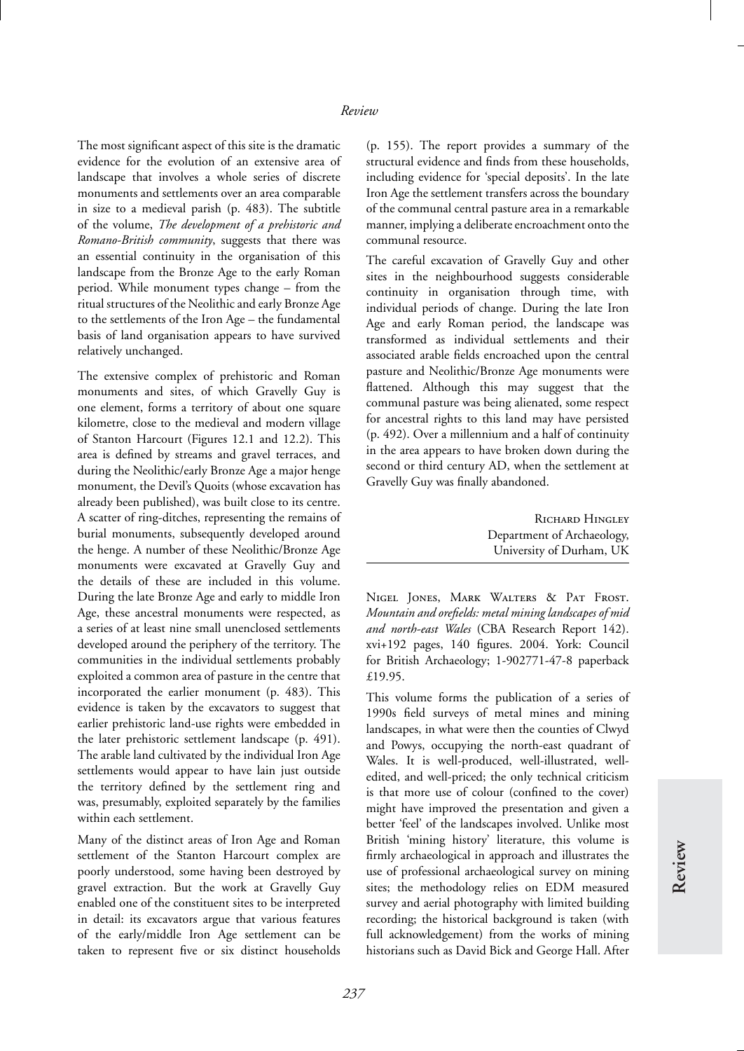The most significant aspect of this site is the dramatic evidence for the evolution of an extensive area of landscape that involves a whole series of discrete monuments and settlements over an area comparable in size to a medieval parish (p. 483). The subtitle of the volume, *The development of a prehistoric and Romano-British community*, suggests that there was an essential continuity in the organisation of this landscape from the Bronze Age to the early Roman period. While monument types change – from the ritual structures of the Neolithic and early Bronze Age to the settlements of the Iron Age – the fundamental basis of land organisation appears to have survived relatively unchanged.

The extensive complex of prehistoric and Roman monuments and sites, of which Gravelly Guy is one element, forms a territory of about one square kilometre, close to the medieval and modern village of Stanton Harcourt (Figures 12.1 and 12.2). This area is defined by streams and gravel terraces, and during the Neolithic/early Bronze Age a major henge monument, the Devil's Quoits (whose excavation has already been published), was built close to its centre. A scatter of ring-ditches, representing the remains of burial monuments, subsequently developed around the henge. A number of these Neolithic/Bronze Age monuments were excavated at Gravelly Guy and the details of these are included in this volume. During the late Bronze Age and early to middle Iron Age, these ancestral monuments were respected, as a series of at least nine small unenclosed settlements developed around the periphery of the territory. The communities in the individual settlements probably exploited a common area of pasture in the centre that incorporated the earlier monument (p. 483). This evidence is taken by the excavators to suggest that earlier prehistoric land-use rights were embedded in the later prehistoric settlement landscape (p. 491). The arable land cultivated by the individual Iron Age settlements would appear to have lain just outside the territory defined by the settlement ring and was, presumably, exploited separately by the families within each settlement.

Many of the distinct areas of Iron Age and Roman settlement of the Stanton Harcourt complex are poorly understood, some having been destroyed by gravel extraction. But the work at Gravelly Guy enabled one of the constituent sites to be interpreted in detail: its excavators argue that various features of the early/middle Iron Age settlement can be taken to represent five or six distinct households (p. 155). The report provides a summary of the structural evidence and finds from these households, including evidence for 'special deposits'. In the late Iron Age the settlement transfers across the boundary of the communal central pasture area in a remarkable manner, implying a deliberate encroachment onto the communal resource.

The careful excavation of Gravelly Guy and other sites in the neighbourhood suggests considerable continuity in organisation through time, with individual periods of change. During the late Iron Age and early Roman period, the landscape was transformed as individual settlements and their associated arable fields encroached upon the central pasture and Neolithic/Bronze Age monuments were flattened. Although this may suggest that the communal pasture was being alienated, some respect for ancestral rights to this land may have persisted (p. 492). Over a millennium and a half of continuity in the area appears to have broken down during the second or third century AD, when the settlement at Gravelly Guy was finally abandoned.

Richard Hingley
Department of Archaeology,
University of Durham, UK

---

Nigel Jones, Mark Walters & Pat Frost. *Mountain and orefields: metal mining landscapes of mid and north-east Wales* (CBA Research Report 142). xvi+192 pages, 140 figures. 2004. York: Council for British Archaeology; 1-902771-47-8 paperback £19.95.

This volume forms the publication of a series of 1990s field surveys of metal mines and mining landscapes, in what were then the counties of Clwyd and Powys, occupying the north-east quadrant of Wales. It is well-produced, well-illustrated, well-edited, and well-priced; the only technical criticism is that more use of colour (confined to the cover) might have improved the presentation and given a better 'feel' of the landscapes involved. Unlike most British 'mining history' literature, this volume is firmly archaeological in approach and illustrates the use of professional archaeological survey on mining sites; the methodology relies on EDM measured survey and aerial photography with limited building recording; the historical background is taken (with full acknowledgement) from the works of mining historians such as David Bick and George Hall. After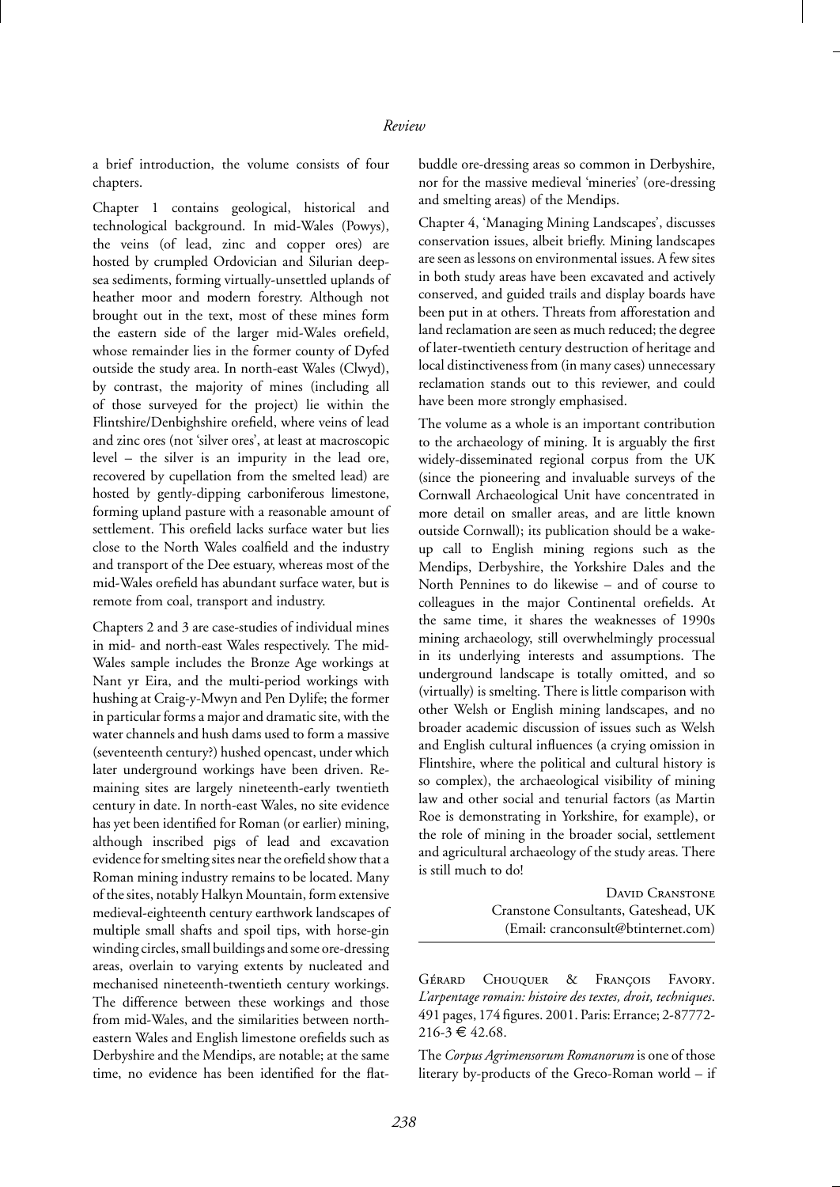a brief introduction, the volume consists of four chapters.

Chapter 1 contains geological, historical and technological background. In mid-Wales (Powys), the veins (of lead, zinc and copper ores) are hosted by crumpled Ordovician and Silurian deep-sea sediments, forming virtually-unsettled uplands of heather moor and modern forestry. Although not brought out in the text, most of these mines form the eastern side of the larger mid-Wales orefield, whose remainder lies in the former county of Dyfed outside the study area. In north-east Wales (Clwyd), by contrast, the majority of mines (including all of those surveyed for the project) lie within the Flintshire/Denbighshire orefield, where veins of lead and zinc ores (not 'silver ores', at least at macroscopic level – the silver is an impurity in the lead ore, recovered by cupellation from the smelted lead) are hosted by gently-dipping carboniferous limestone, forming upland pasture with a reasonable amount of settlement. This orefield lacks surface water but lies close to the North Wales coalfield and the industry and transport of the Dee estuary, whereas most of the mid-Wales orefield has abundant surface water, but is remote from coal, transport and industry.

Chapters 2 and 3 are case-studies of individual mines in mid- and north-east Wales respectively. The mid-Wales sample includes the Bronze Age workings at Nant yr Eira, and the multi-period workings with hushing at Craig-y-Mwyn and Pen Dylife; the former in particular forms a major and dramatic site, with the water channels and hush dams used to form a massive (seventeenth century?) hushed opencast, under which later underground workings have been driven. Remaining sites are largely nineteenth-early twentieth century in date. In north-east Wales, no site evidence has yet been identified for Roman (or earlier) mining, although inscribed pigs of lead and excavation evidence for smelting sites near the orefield show that a Roman mining industry remains to be located. Many of the sites, notably Halkyn Mountain, form extensive medieval-eighteenth century earthwork landscapes of multiple small shafts and spoil tips, with horse-gin winding circles, small buildings and some ore-dressing areas, overlain to varying extents by nucleated and mechanised nineteenth-twentieth century workings. The difference between these workings and those from mid-Wales, and the similarities between north-eastern Wales and English limestone orefields such as Derbyshire and the Mendips, are notable; at the same time, no evidence has been identified for the flat-buddle ore-dressing areas so common in Derbyshire, nor for the massive medieval 'mineries' (ore-dressing and smelting areas) of the Mendips.

Chapter 4, 'Managing Mining Landscapes', discusses conservation issues, albeit briefly. Mining landscapes are seen as lessons on environmental issues. A few sites in both study areas have been excavated and actively conserved, and guided trails and display boards have been put in at others. Threats from afforestation and land reclamation are seen as much reduced; the degree of later-twentieth century destruction of heritage and local distinctiveness from (in many cases) unnecessary reclamation stands out to this reviewer, and could have been more strongly emphasised.

The volume as a whole is an important contribution to the archaeology of mining. It is arguably the first widely-disseminated regional corpus from the UK (since the pioneering and invaluable surveys of the Cornwall Archaeological Unit have concentrated in more detail on smaller areas, and are little known outside Cornwall); its publication should be a wake-up call to English mining regions such as the Mendips, Derbyshire, the Yorkshire Dales and the North Pennines to do likewise – and of course to colleagues in the major Continental orefields. At the same time, it shares the weaknesses of 1990s mining archaeology, still overwhelmingly processual in its underlying interests and assumptions. The underground landscape is totally omitted, and so (virtually) is smelting. There is little comparison with other Welsh or English mining landscapes, and no broader academic discussion of issues such as Welsh and English cultural influences (a crying omission in Flintshire, where the political and cultural history is so complex), the archaeological visibility of mining law and other social and tenurial factors (as Martin Roe is demonstrating in Yorkshire, for example), or the role of mining in the broader social, settlement and agricultural archaeology of the study areas. There is still much to do!

David Cranstone
Cranstone Consultants, Gateshead, UK
(Email: cranconsult@btinternet.com)

---

Gérard Chouquer & François Favory. *L'arpentage romain: histoire des textes, droit, techniques*. 491 pages, 174 figures. 2001. Paris: Errance; 2-87772-216-3 € 42.68.

The *Corpus Agrimensorum Romanorum* is one of those literary by-products of the Greco-Roman world – if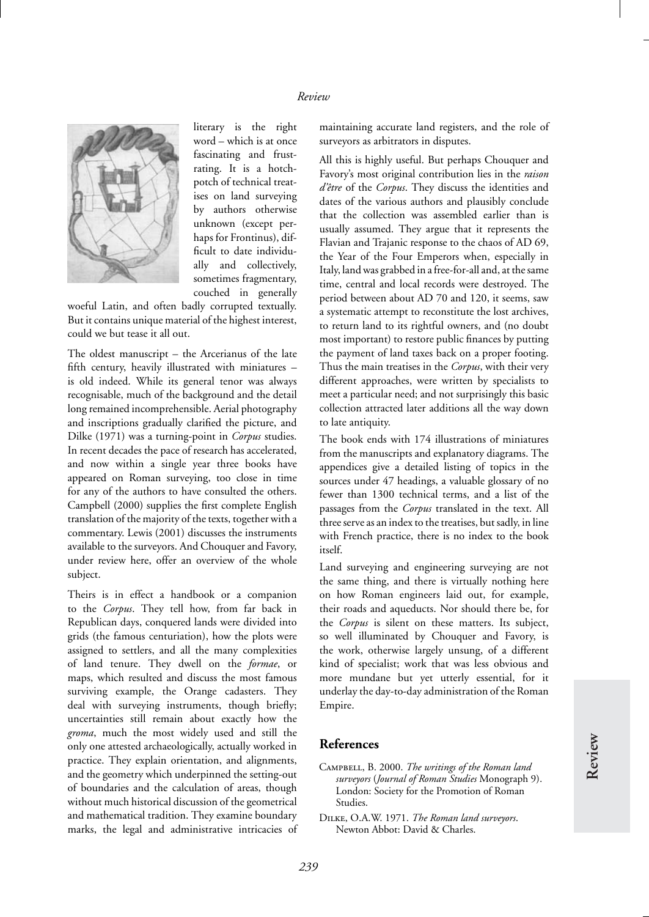literary is the right word – which is at once fascinating and frustrating. It is a hotchpotch of technical treatises on land surveying by authors otherwise unknown (except perhaps for Frontinus), difficult to date individually and collectively, sometimes fragmentary, couched in generally woeful Latin, and often badly corrupted textually. But it contains unique material of the highest interest, could we but tease it all out.

The oldest manuscript – the Arcerianus of the late fifth century, heavily illustrated with miniatures – is old indeed. While its general tenor was always recognisable, much of the background and the detail long remained incomprehensible. Aerial photography and inscriptions gradually clarified the picture, and Dilke (1971) was a turning-point in *Corpus* studies. In recent decades the pace of research has accelerated, and now within a single year three books have appeared on Roman surveying, too close in time for any of the authors to have consulted the others. Campbell (2000) supplies the first complete English translation of the majority of the texts, together with a commentary. Lewis (2001) discusses the instruments available to the surveyors. And Chouquer and Favory, under review here, offer an overview of the whole subject.

Theirs is in effect a handbook or a companion to the *Corpus*. They tell how, from far back in Republican days, conquered lands were divided into grids (the famous centuriation), how the plots were assigned to settlers, and all the many complexities of land tenure. They dwell on the *formae*, or maps, which resulted and discuss the most famous surviving example, the Orange cadasters. They deal with surveying instruments, though briefly; uncertainties still remain about exactly how the *groma*, much the most widely used and still the only one attested archaeologically, actually worked in practice. They explain orientation, and alignments, and the geometry which underpinned the setting-out of boundaries and the calculation of areas, though without much historical discussion of the geometrical and mathematical tradition. They examine boundary marks, the legal and administrative intricacies of maintaining accurate land registers, and the role of surveyors as arbitrators in disputes.

All this is highly useful. But perhaps Chouquer and Favory's most original contribution lies in the *raison d'être* of the *Corpus*. They discuss the identities and dates of the various authors and plausibly conclude that the collection was assembled earlier than is usually assumed. They argue that it represents the Flavian and Trajanic response to the chaos of AD 69, the Year of the Four Emperors when, especially in Italy, land was grabbed in a free-for-all and, at the same time, central and local records were destroyed. The period between about AD 70 and 120, it seems, saw a systematic attempt to reconstitute the lost archives, to return land to its rightful owners, and (no doubt most important) to restore public finances by putting the payment of land taxes back on a proper footing. Thus the main treatises in the *Corpus*, with their very different approaches, were written by specialists to meet a particular need; and not surprisingly this basic collection attracted later additions all the way down to late antiquity.

The book ends with 174 illustrations of miniatures from the manuscripts and explanatory diagrams. The appendices give a detailed listing of topics in the sources under 47 headings, a valuable glossary of no fewer than 1300 technical terms, and a list of the passages from the *Corpus* translated in the text. All three serve as an index to the treatises, but sadly, in line with French practice, there is no index to the book itself.

Land surveying and engineering surveying are not the same thing, and there is virtually nothing here on how Roman engineers laid out, for example, their roads and aqueducts. Nor should there be, for the *Corpus* is silent on these matters. Its subject, so well illuminated by Chouquer and Favory, is the work, otherwise largely unsung, of a different kind of specialist; work that was less obvious and more mundane but yet utterly essential, for it underlay the day-to-day administration of the Roman Empire.

## References

Campbell, B. 2000. *The writings of the Roman land surveyors* (*Journal of Roman Studies* Monograph 9). London: Society for the Promotion of Roman Studies.

Dilke, O.A.W. 1971. *The Roman land surveyors*. Newton Abbot: David & Charles.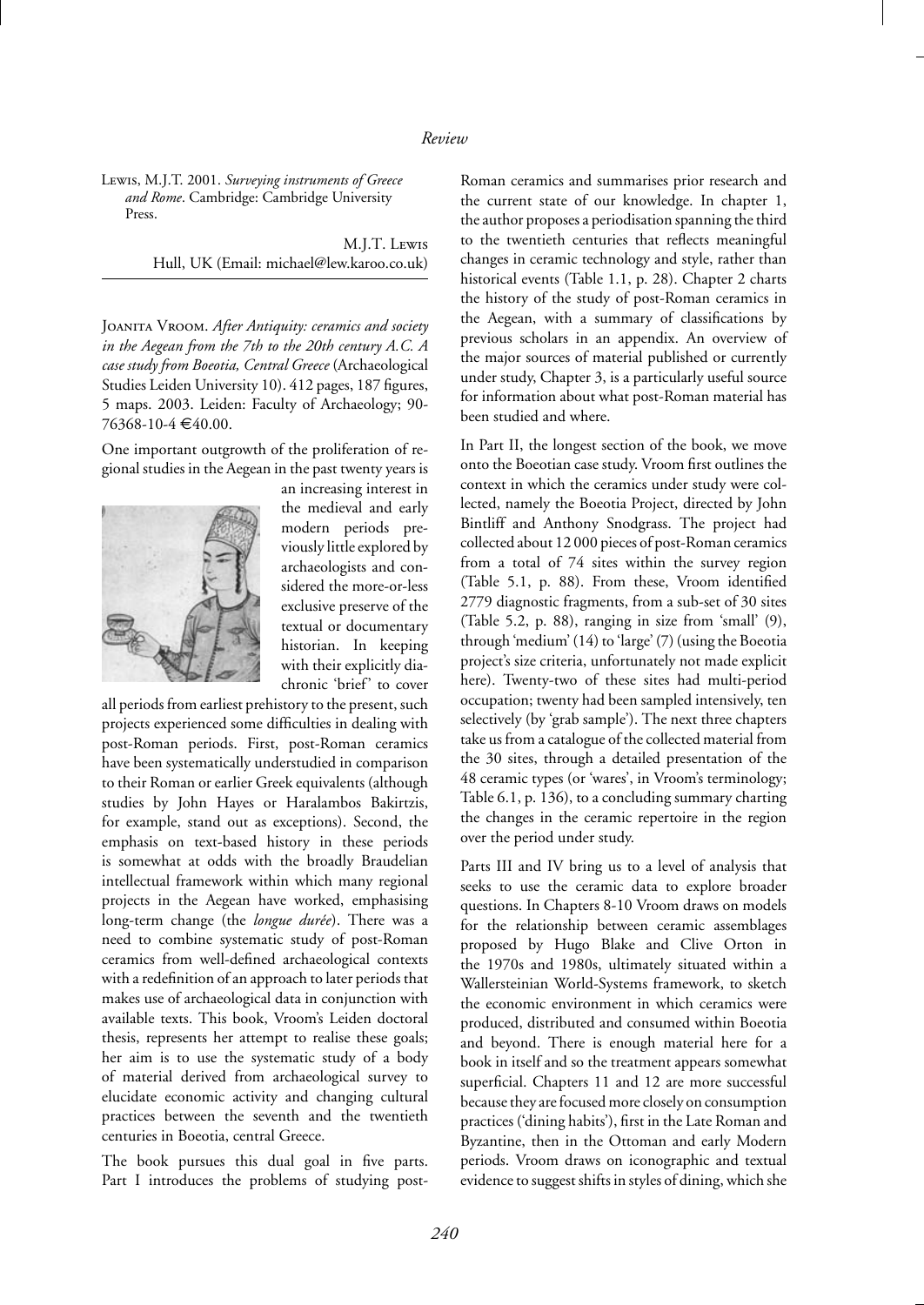Lewis, M.J.T. 2001. *Surveying instruments of Greece and Rome*. Cambridge: Cambridge University Press.

M.J.T. Lewis
Hull, UK (Email: michael@lew.karoo.co.uk)

---

Joanita Vroom. *After Antiquity: ceramics and society in the Aegean from the 7th to the 20th century A.C. A case study from Boeotia, Central Greece* (Archaeological Studies Leiden University 10). 412 pages, 187 figures, 5 maps. 2003. Leiden: Faculty of Archaeology; 90-76368-10-4 €40.00.

One important outgrowth of the proliferation of regional studies in the Aegean in the past twenty years is an increasing interest in the medieval and early modern periods previously little explored by archaeologists and considered the more-or-less exclusive preserve of the textual or documentary historian. In keeping with their explicitly diachronic 'brief' to cover all periods from earliest prehistory to the present, such projects experienced some difficulties in dealing with post-Roman periods. First, post-Roman ceramics have been systematically understudied in comparison to their Roman or earlier Greek equivalents (although studies by John Hayes or Haralambos Bakirtzis, for example, stand out as exceptions). Second, the emphasis on text-based history in these periods is somewhat at odds with the broadly Braudelian intellectual framework within which many regional projects in the Aegean have worked, emphasising long-term change (the *longue durée*). There was a need to combine systematic study of post-Roman ceramics from well-defined archaeological contexts with a redefinition of an approach to later periods that makes use of archaeological data in conjunction with available texts. This book, Vroom's Leiden doctoral thesis, represents her attempt to realise these goals; her aim is to use the systematic study of a body of material derived from archaeological survey to elucidate economic activity and changing cultural practices between the seventh and the twentieth centuries in Boeotia, central Greece.

The book pursues this dual goal in five parts. Part I introduces the problems of studying post-Roman ceramics and summarises prior research and the current state of our knowledge. In chapter 1, the author proposes a periodisation spanning the third to the twentieth centuries that reflects meaningful changes in ceramic technology and style, rather than historical events (Table 1.1, p. 28). Chapter 2 charts the history of the study of post-Roman ceramics in the Aegean, with a summary of classifications by previous scholars in an appendix. An overview of the major sources of material published or currently under study, Chapter 3, is a particularly useful source for information about what post-Roman material has been studied and where.

In Part II, the longest section of the book, we move onto the Boeotian case study. Vroom first outlines the context in which the ceramics under study were collected, namely the Boeotia Project, directed by John Bintliff and Anthony Snodgrass. The project had collected about 12 000 pieces of post-Roman ceramics from a total of 74 sites within the survey region (Table 5.1, p. 88). From these, Vroom identified 2779 diagnostic fragments, from a sub-set of 30 sites (Table 5.2, p. 88), ranging in size from 'small' (9), through 'medium' (14) to 'large' (7) (using the Boeotia project's size criteria, unfortunately not made explicit here). Twenty-two of these sites had multi-period occupation; twenty had been sampled intensively, ten selectively (by 'grab sample'). The next three chapters take us from a catalogue of the collected material from the 30 sites, through a detailed presentation of the 48 ceramic types (or 'wares', in Vroom's terminology; Table 6.1, p. 136), to a concluding summary charting the changes in the ceramic repertoire in the region over the period under study.

Parts III and IV bring us to a level of analysis that seeks to use the ceramic data to explore broader questions. In Chapters 8-10 Vroom draws on models for the relationship between ceramic assemblages proposed by Hugo Blake and Clive Orton in the 1970s and 1980s, ultimately situated within a Wallersteinian World-Systems framework, to sketch the economic environment in which ceramics were produced, distributed and consumed within Boeotia and beyond. There is enough material here for a book in itself and so the treatment appears somewhat superficial. Chapters 11 and 12 are more successful because they are focused more closely on consumption practices ('dining habits'), first in the Late Roman and Byzantine, then in the Ottoman and early Modern periods. Vroom draws on iconographic and textual evidence to suggest shifts in styles of dining, which she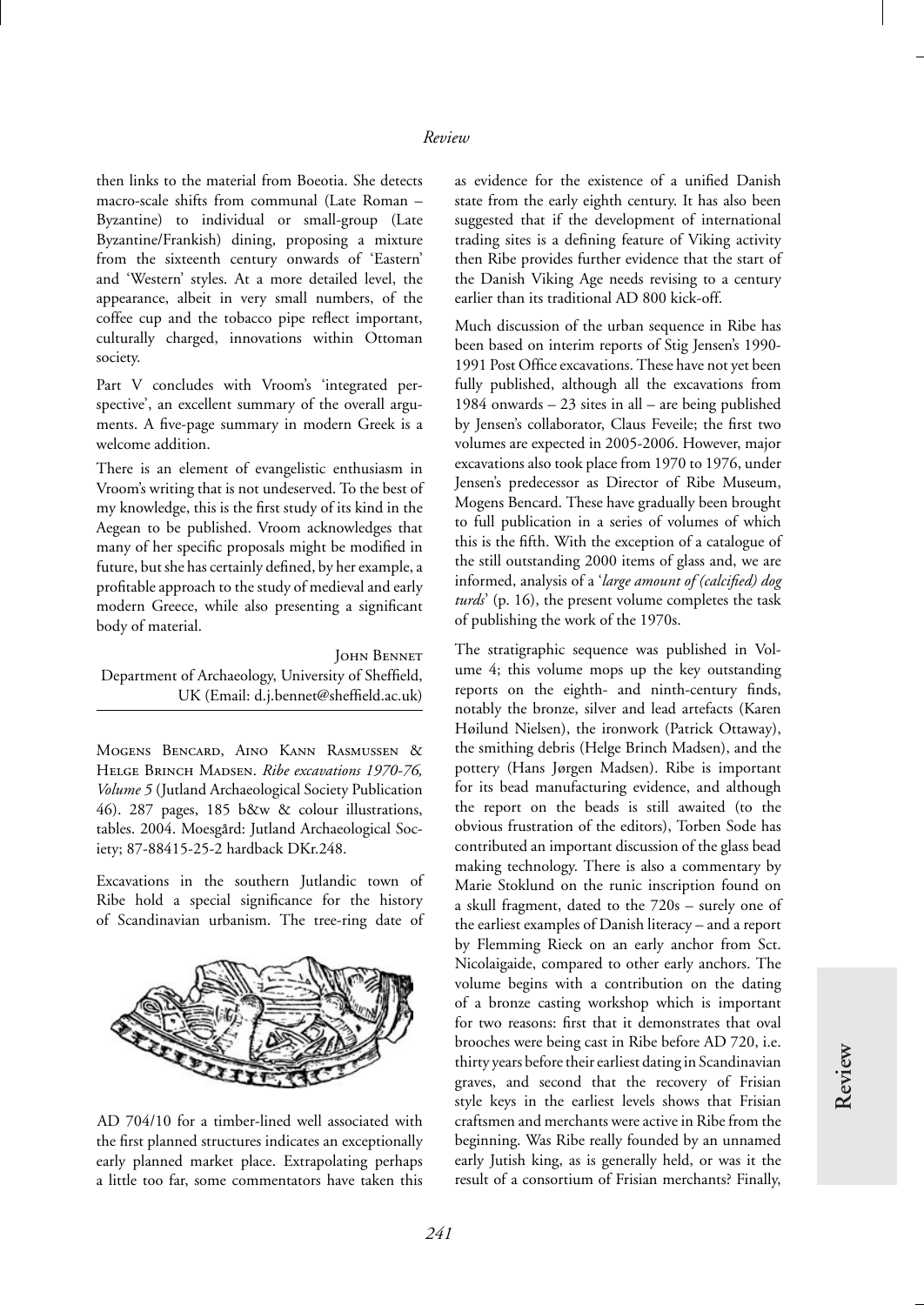then links to the material from Boeotia. She detects macro-scale shifts from communal (Late Roman – Byzantine) to individual or small-group (Late Byzantine/Frankish) dining, proposing a mixture from the sixteenth century onwards of 'Eastern' and 'Western' styles. At a more detailed level, the appearance, albeit in very small numbers, of the coffee cup and the tobacco pipe reflect important, culturally charged, innovations within Ottoman society.

Part V concludes with Vroom's 'integrated perspective', an excellent summary of the overall arguments. A five-page summary in modern Greek is a welcome addition.

There is an element of evangelistic enthusiasm in Vroom's writing that is not undeserved. To the best of my knowledge, this is the first study of its kind in the Aegean to be published. Vroom acknowledges that many of her specific proposals might be modified in future, but she has certainly defined, by her example, a profitable approach to the study of medieval and early modern Greece, while also presenting a significant body of material.

John Bennet
Department of Archaeology, University of Sheffield, UK (Email: d.j.bennet@sheffield.ac.uk)

---

Mogens Bencard, Aino Kann Rasmussen & Helge Brinch Madsen. *Ribe excavations 1970-76, Volume 5* (Jutland Archaeological Society Publication 46). 287 pages, 185 b&w & colour illustrations, tables. 2004. Moesgård: Jutland Archaeological Society; 87-88415-25-2 hardback DKr.248.

Excavations in the southern Jutlandic town of Ribe hold a special significance for the history of Scandinavian urbanism. The tree-ring date of AD 704/10 for a timber-lined well associated with the first planned structures indicates an exceptionally early planned market place. Extrapolating perhaps a little too far, some commentators have taken this as evidence for the existence of a unified Danish state from the early eighth century. It has also been suggested that if the development of international trading sites is a defining feature of Viking activity then Ribe provides further evidence that the start of the Danish Viking Age needs revising to a century earlier than its traditional AD 800 kick-off.

Much discussion of the urban sequence in Ribe has been based on interim reports of Stig Jensen's 1990-1991 Post Office excavations. These have not yet been fully published, although all the excavations from 1984 onwards – 23 sites in all – are being published by Jensen's collaborator, Claus Feveile; the first two volumes are expected in 2005-2006. However, major excavations also took place from 1970 to 1976, under Jensen's predecessor as Director of Ribe Museum, Mogens Bencard. These have gradually been brought to full publication in a series of volumes of which this is the fifth. With the exception of a catalogue of the still outstanding 2000 items of glass and, we are informed, analysis of a '*large amount of (calcified) dog turds*' (p. 16), the present volume completes the task of publishing the work of the 1970s.

The stratigraphic sequence was published in Volume 4; this volume mops up the key outstanding reports on the eighth- and ninth-century finds, notably the bronze, silver and lead artefacts (Karen Høilund Nielsen), the ironwork (Patrick Ottaway), the smithing debris (Helge Brinch Madsen), and the pottery (Hans Jørgen Madsen). Ribe is important for its bead manufacturing evidence, and although the report on the beads is still awaited (to the obvious frustration of the editors), Torben Sode has contributed an important discussion of the glass bead making technology. There is also a commentary by Marie Stoklund on the runic inscription found on a skull fragment, dated to the 720s – surely one of the earliest examples of Danish literacy – and a report by Flemming Rieck on an early anchor from Sct. Nicolaigaide, compared to other early anchors. The volume begins with a contribution on the dating of a bronze casting workshop which is important for two reasons: first that it demonstrates that oval brooches were being cast in Ribe before AD 720, i.e. thirty years before their earliest dating in Scandinavian graves, and second that the recovery of Frisian style keys in the earliest levels shows that Frisian craftsmen and merchants were active in Ribe from the beginning. Was Ribe really founded by an unnamed early Jutish king, as is generally held, or was it the result of a consortium of Frisian merchants? Finally,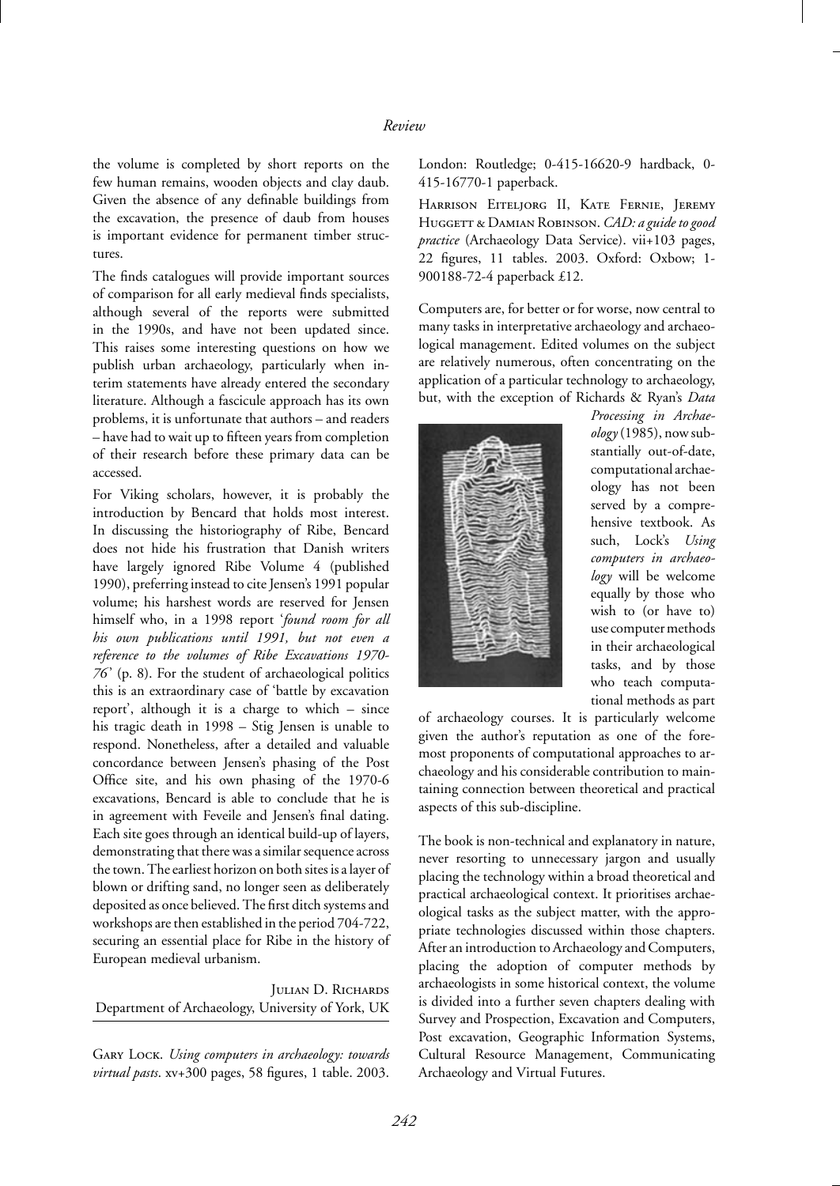the volume is completed by short reports on the few human remains, wooden objects and clay daub. Given the absence of any definable buildings from the excavation, the presence of daub from houses is important evidence for permanent timber structures.

The finds catalogues will provide important sources of comparison for all early medieval finds specialists, although several of the reports were submitted in the 1990s, and have not been updated since. This raises some interesting questions on how we publish urban archaeology, particularly when interim statements have already entered the secondary literature. Although a fascicule approach has its own problems, it is unfortunate that authors – and readers – have had to wait up to fifteen years from completion of their research before these primary data can be accessed.

For Viking scholars, however, it is probably the introduction by Bencard that holds most interest. In discussing the historiography of Ribe, Bencard does not hide his frustration that Danish writers have largely ignored Ribe Volume 4 (published 1990), preferring instead to cite Jensen's 1991 popular volume; his harshest words are reserved for Jensen himself who, in a 1998 report '*found room for all his own publications until 1991, but not even a reference to the volumes of Ribe Excavations 1970-76*' (p. 8). For the student of archaeological politics this is an extraordinary case of 'battle by excavation report', although it is a charge to which – since his tragic death in 1998 – Stig Jensen is unable to respond. Nonetheless, after a detailed and valuable concordance between Jensen's phasing of the Post Office site, and his own phasing of the 1970-6 excavations, Bencard is able to conclude that he is in agreement with Feveile and Jensen's final dating. Each site goes through an identical build-up of layers, demonstrating that there was a similar sequence across the town. The earliest horizon on both sites is a layer of blown or drifting sand, no longer seen as deliberately deposited as once believed. The first ditch systems and workshops are then established in the period 704-722, securing an essential place for Ribe in the history of European medieval urbanism.

Julian D. Richards
Department of Archaeology, University of York, UK

---

Gary Lock. *Using computers in archaeology: towards virtual pasts*. xv+300 pages, 58 figures, 1 table. 2003. London: Routledge; 0-415-16620-9 hardback, 0-415-16770-1 paperback.

Harrison Eiteljorg II, Kate Fernie, Jeremy Huggett & Damian Robinson. *CAD: a guide to good practice* (Archaeology Data Service). vii+103 pages, 22 figures, 11 tables. 2003. Oxford: Oxbow; 1-900188-72-4 paperback £12.

Computers are, for better or for worse, now central to many tasks in interpretative archaeology and archaeological management. Edited volumes on the subject are relatively numerous, often concentrating on the application of a particular technology to archaeology, but, with the exception of Richards & Ryan's *Data Processing in Archaeology* (1985), now substantially out-of-date, computational archaeology has not been served by a comprehensive textbook. As such, Lock's *Using computers in archaeology* will be welcome equally by those who wish to (or have to) use computer methods in their archaeological tasks, and by those who teach computational methods as part of archaeology courses. It is particularly welcome given the author's reputation as one of the foremost proponents of computational approaches to archaeology and his considerable contribution to maintaining connection between theoretical and practical aspects of this sub-discipline.

The book is non-technical and explanatory in nature, never resorting to unnecessary jargon and usually placing the technology within a broad theoretical and practical archaeological context. It prioritises archaeological tasks as the subject matter, with the appropriate technologies discussed within those chapters. After an introduction to Archaeology and Computers, placing the adoption of computer methods by archaeologists in some historical context, the volume is divided into a further seven chapters dealing with Survey and Prospection, Excavation and Computers, Post excavation, Geographic Information Systems, Cultural Resource Management, Communicating Archaeology and Virtual Futures.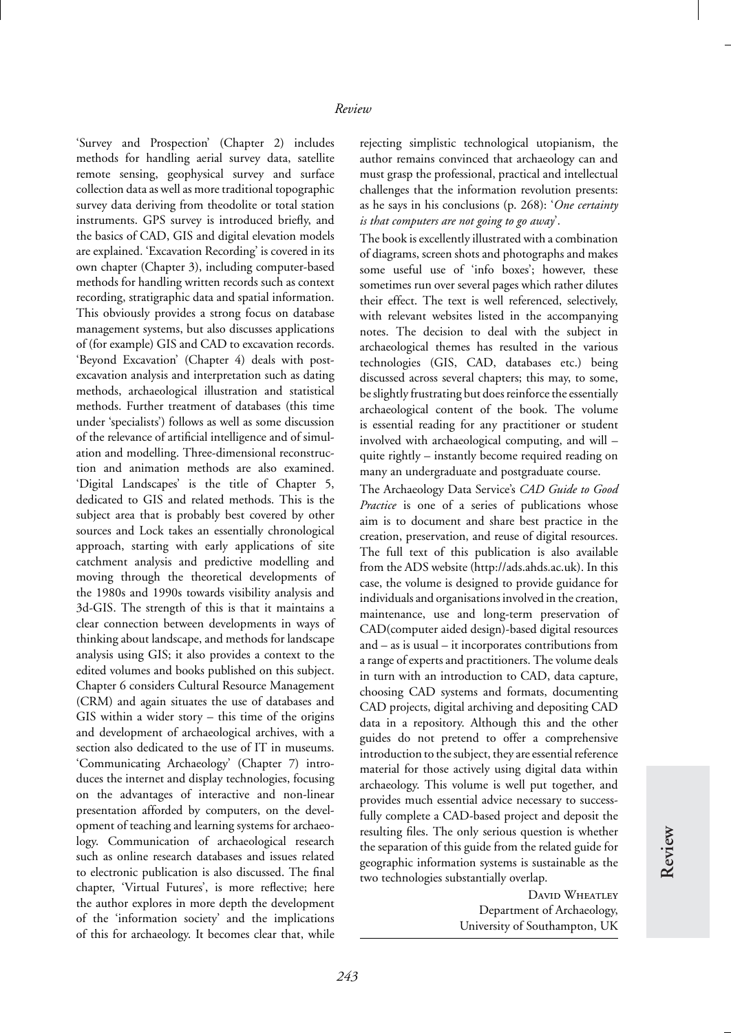'Survey and Prospection' (Chapter 2) includes methods for handling aerial survey data, satellite remote sensing, geophysical survey and surface collection data as well as more traditional topographic survey data deriving from theodolite or total station instruments. GPS survey is introduced briefly, and the basics of CAD, GIS and digital elevation models are explained. 'Excavation Recording' is covered in its own chapter (Chapter 3), including computer-based methods for handling written records such as context recording, stratigraphic data and spatial information. This obviously provides a strong focus on database management systems, but also discusses applications of (for example) GIS and CAD to excavation records. 'Beyond Excavation' (Chapter 4) deals with post-excavation analysis and interpretation such as dating methods, archaeological illustration and statistical methods. Further treatment of databases (this time under 'specialists') follows as well as some discussion of the relevance of artificial intelligence and of simulation and modelling. Three-dimensional reconstruction and animation methods are also examined. 'Digital Landscapes' is the title of Chapter 5, dedicated to GIS and related methods. This is the subject area that is probably best covered by other sources and Lock takes an essentially chronological approach, starting with early applications of site catchment analysis and predictive modelling and moving through the theoretical developments of the 1980s and 1990s towards visibility analysis and 3d-GIS. The strength of this is that it maintains a clear connection between developments in ways of thinking about landscape, and methods for landscape analysis using GIS; it also provides a context to the edited volumes and books published on this subject. Chapter 6 considers Cultural Resource Management (CRM) and again situates the use of databases and GIS within a wider story – this time of the origins and development of archaeological archives, with a section also dedicated to the use of IT in museums. 'Communicating Archaeology' (Chapter 7) introduces the internet and display technologies, focusing on the advantages of interactive and non-linear presentation afforded by computers, on the development of teaching and learning systems for archaeology. Communication of archaeological research such as online research databases and issues related to electronic publication is also discussed. The final chapter, 'Virtual Futures', is more reflective; here the author explores in more depth the development of the 'information society' and the implications of this for archaeology. It becomes clear that, while rejecting simplistic technological utopianism, the author remains convinced that archaeology can and must grasp the professional, practical and intellectual challenges that the information revolution presents: as he says in his conclusions (p. 268): '*One certainty is that computers are not going to go away*'.

The book is excellently illustrated with a combination of diagrams, screen shots and photographs and makes some useful use of 'info boxes'; however, these sometimes run over several pages which rather dilutes their effect. The text is well referenced, selectively, with relevant websites listed in the accompanying notes. The decision to deal with the subject in archaeological themes has resulted in the various technologies (GIS, CAD, databases etc.) being discussed across several chapters; this may, to some, be slightly frustrating but does reinforce the essentially archaeological content of the book. The volume is essential reading for any practitioner or student involved with archaeological computing, and will – quite rightly – instantly become required reading on many an undergraduate and postgraduate course.

The Archaeology Data Service's *CAD Guide to Good Practice* is one of a series of publications whose aim is to document and share best practice in the creation, preservation, and reuse of digital resources. The full text of this publication is also available from the ADS website (http://ads.ahds.ac.uk). In this case, the volume is designed to provide guidance for individuals and organisations involved in the creation, maintenance, use and long-term preservation of CAD(computer aided design)-based digital resources and – as is usual – it incorporates contributions from a range of experts and practitioners. The volume deals in turn with an introduction to CAD, data capture, choosing CAD systems and formats, documenting CAD projects, digital archiving and depositing CAD data in a repository. Although this and the other guides do not pretend to offer a comprehensive introduction to the subject, they are essential reference material for those actively using digital data within archaeology. This volume is well put together, and provides much essential advice necessary to successfully complete a CAD-based project and deposit the resulting files. The only serious question is whether the separation of this guide from the related guide for geographic information systems is sustainable as the two technologies substantially overlap.

David Wheatley
Department of Archaeology,
University of Southampton, UK